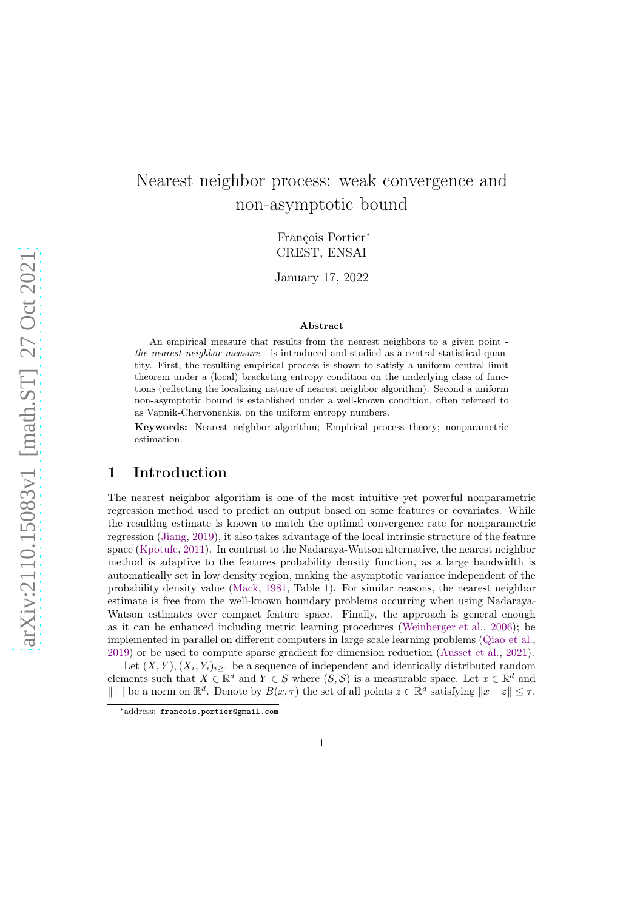# Nearest neighbor process: weak convergence and non-asymptotic bound

François Portier[*]
CREST, ENSAI

January 17, 2022

### Abstract

An empirical measure that results from the nearest neighbors to a given point - *the nearest neighbor measure* - is introduced and studied as a central statistical quantity. First, the resulting empirical process is shown to satisfy a uniform central limit theorem under a (local) bracketing entropy condition on the underlying class of functions (reflecting the localizing nature of nearest neighbor algorithm). Second a uniform non-asymptotic bound is established under a well-known condition, often refereed to as Vapnik-Chervonenkis, on the uniform entropy numbers.

**Keywords:** Nearest neighbor algorithm; Empirical process theory; nonparametric estimation.

## 1 Introduction

The nearest neighbor algorithm is one of the most intuitive yet powerful nonparametric regression method used to predict an output based on some features or covariates. While the resulting estimate is known to match the optimal convergence rate for nonparametric regression (Jiang, 2019), it also takes advantage of the local intrinsic structure of the feature space (Kpotufe, 2011). In contrast to the Nadaraya-Watson alternative, the nearest neighbor method is adaptive to the features probability density function, as a large bandwidth is automatically set in low density region, making the asymptotic variance independent of the probability density value (Mack, 1981, Table 1). For similar reasons, the nearest neighbor estimate is free from the well-known boundary problems occurring when using Nadaraya-Watson estimates over compact feature space. Finally, the approach is general enough as it can be enhanced including metric learning procedures (Weinberger et al., 2006); be implemented in parallel on different computers in large scale learning problems (Qiao et al., 2019) or be used to compute sparse gradient for dimension reduction (Ausset et al., 2021).

Let $(X, Y), (X_i, Y_i)_{i\geq 1}$ be a sequence of independent and identically distributed random elements such that $X \in \mathbb{R}^d$ and $Y \in S$ where $(S, \mathcal{S})$ is a measurable space. Let $x \in \mathbb{R}^d$ and $\|\cdot\|$ be a norm on $\mathbb{R}^d$. Denote by $B(x, \tau)$ the set of all points $z \in \mathbb{R}^d$ satisfying $\|x - z\| \leq \tau$.

[*]address: francois.portier@gmail.com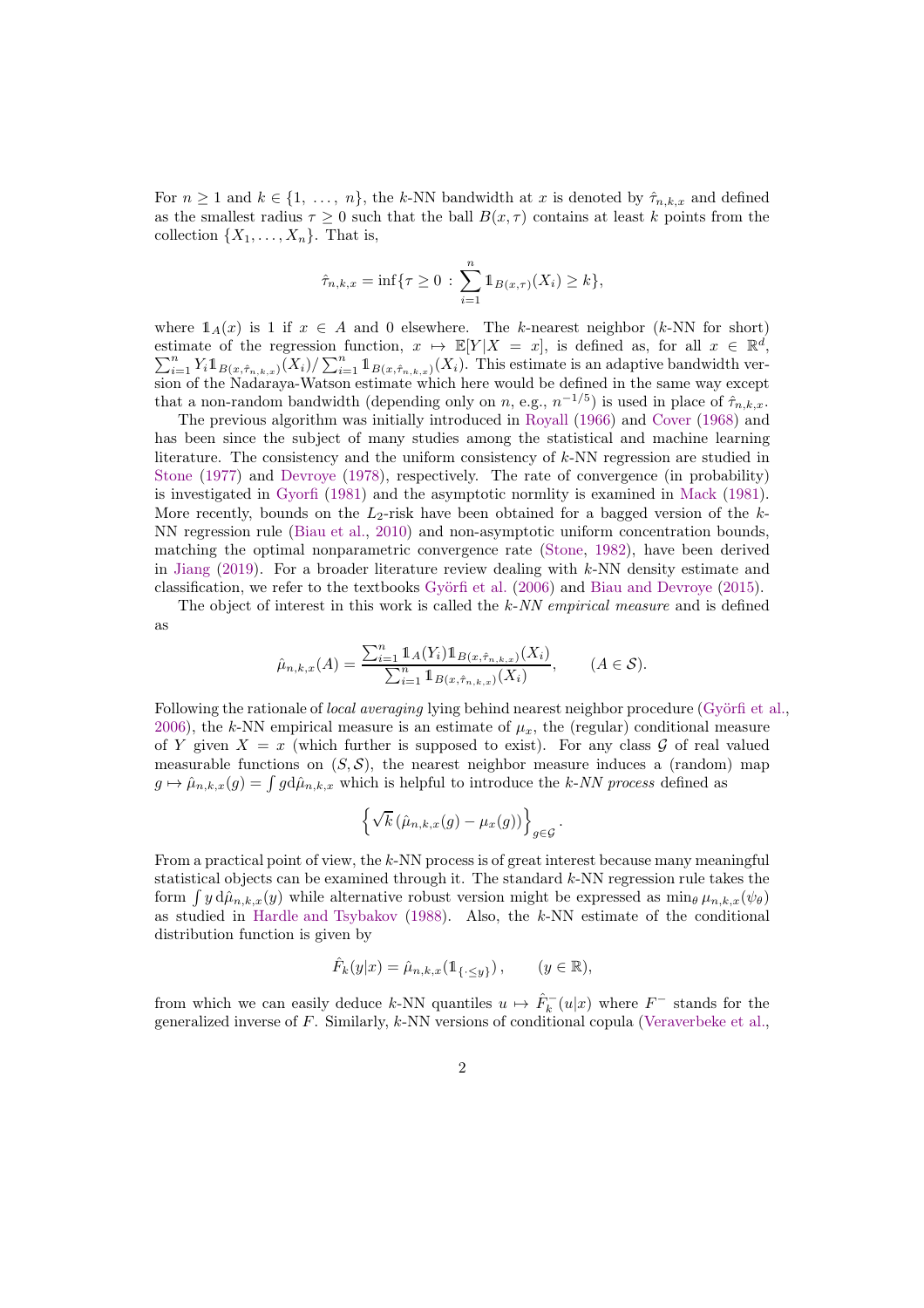For $n \geq 1$ and $k \in \{1, \ldots, n\}$, the $k$-NN bandwidth at $x$ is denoted by $\hat{\tau}_{n,k,x}$ and defined as the smallest radius $\tau \geq 0$ such that the ball $B(x, \tau)$ contains at least $k$ points from the collection $\{X_1, \ldots, X_n\}$. That is,

$$\hat{\tau}_{n,k,x} = \inf\{\tau \geq 0 \, : \, \sum_{i=1}^{n} \mathbb{1}_{B(x,\tau)}(X_i) \geq k\},$$

where $\mathbb{1}_A(x)$ is 1 if $x \in A$ and 0 elsewhere. The $k$-nearest neighbor ($k$-NN for short) estimate of the regression function, $x \mapsto \mathbb{E}[Y|X = x]$, is defined as, for all $x \in \mathbb{R}^d$, $\sum_{i=1}^n Y_i \mathbb{1}_{B(x,\hat{\tau}_{n,k,x})}(X_i) / \sum_{i=1}^n \mathbb{1}_{B(x,\hat{\tau}_{n,k,x})}(X_i)$. This estimate is an adaptive bandwidth version of the Nadaraya-Watson estimate which here would be defined in the same way except that a non-random bandwidth (depending only on $n$, e.g., $n^{-1/5}$) is used in place of $\hat{\tau}_{n,k,x}$.

The previous algorithm was initially introduced in Royall (1966) and Cover (1968) and has been since the subject of many studies among the statistical and machine learning literature. The consistency and the uniform consistency of $k$-NN regression are studied in Stone (1977) and Devroye (1978), respectively. The rate of convergence (in probability) is investigated in Gyorfi (1981) and the asymptotic normlity is examined in Mack (1981). More recently, bounds on the $L_2$-risk have been obtained for a bagged version of the $k$-NN regression rule (Biau et al., 2010) and non-asymptotic uniform concentration bounds, matching the optimal nonparametric convergence rate (Stone, 1982), have been derived in Jiang (2019). For a broader literature review dealing with $k$-NN density estimate and classification, we refer to the textbooks Györfi et al. (2006) and Biau and Devroye (2015).

The object of interest in this work is called the *k-NN empirical measure* and is defined as

$$\hat{\mu}_{n,k,x}(A) = \frac{\sum_{i=1}^n \mathbb{1}_A(Y_i) \mathbb{1}_{B(x,\hat{\tau}_{n,k,x})}(X_i)}{\sum_{i=1}^n \mathbb{1}_{B(x,\hat{\tau}_{n,k,x})}(X_i)}, \qquad (A \in \mathcal{S}).$$

Following the rationale of *local averaging* lying behind nearest neighbor procedure (Györfi et al., 2006), the $k$-NN empirical measure is an estimate of $\mu_x$, the (regular) conditional measure of $Y$ given $X = x$ (which further is supposed to exist). For any class $\mathcal{G}$ of real valued measurable functions on $(S, \mathcal{S})$, the nearest neighbor measure induces a (random) map $g \mapsto \hat{\mu}_{n,k,x}(g) = \int g \mathrm{d}\hat{\mu}_{n,k,x}$ which is helpful to introduce the *k-NN process* defined as

$$\left\{ \sqrt{k} \left( \hat{\mu}_{n,k,x}(g) - \mu_x(g) \right) \right\}_{g \in \mathcal{G}}.$$

From a practical point of view, the $k$-NN process is of great interest because many meaningful statistical objects can be examined through it. The standard $k$-NN regression rule takes the form $\int y \, \mathrm{d}\hat{\mu}_{n,k,x}(y)$ while alternative robust version might be expressed as $\min_\theta \mu_{n,k,x}(\psi_\theta)$ as studied in Hardle and Tsybakov (1988). Also, the $k$-NN estimate of the conditional distribution function is given by

$$\hat{F}_k(y|x) = \hat{\mu}_{n,k,x}(\mathbb{1}_{\{\cdot \leq y\}}), \qquad (y \in \mathbb{R}),$$

from which we can easily deduce $k$-NN quantiles $u \mapsto \hat{F}_k^-(u|x)$ where $F^-$ stands for the generalized inverse of $F$. Similarly, $k$-NN versions of conditional copula (Veraverbeke et al.,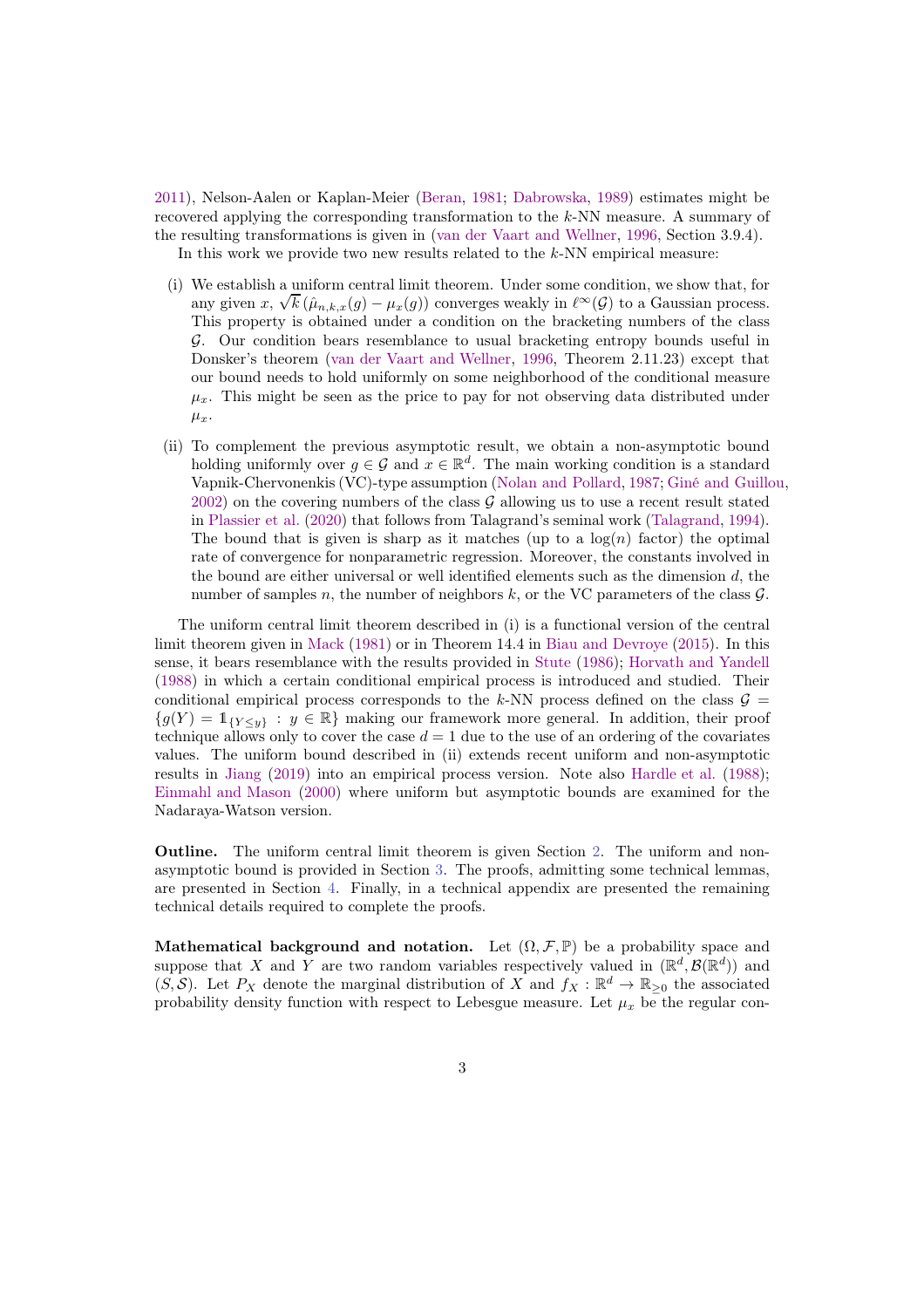2011), Nelson-Aalen or Kaplan-Meier (Beran, 1981; Dabrowska, 1989) estimates might be recovered applying the corresponding transformation to the $k$-NN measure. A summary of the resulting transformations is given in (van der Vaart and Wellner, 1996, Section 3.9.4).

In this work we provide two new results related to the $k$-NN empirical measure:

(i) We establish a uniform central limit theorem. Under some condition, we show that, for any given $x$, $\sqrt{k}\,(\hat{\mu}_{n,k,x}(g) - \mu_x(g))$ converges weakly in $\ell^\infty(\mathcal{G})$ to a Gaussian process. This property is obtained under a condition on the bracketing numbers of the class $\mathcal{G}$. Our condition bears resemblance to usual bracketing entropy bounds useful in Donsker's theorem (van der Vaart and Wellner, 1996, Theorem 2.11.23) except that our bound needs to hold uniformly on some neighborhood of the conditional measure $\mu_x$. This might be seen as the price to pay for not observing data distributed under $\mu_x$.

(ii) To complement the previous asymptotic result, we obtain a non-asymptotic bound holding uniformly over $g \in \mathcal{G}$ and $x \in \mathbb{R}^d$. The main working condition is a standard Vapnik-Chervonenkis (VC)-type assumption (Nolan and Pollard, 1987; Giné and Guillou, 2002) on the covering numbers of the class $\mathcal{G}$ allowing us to use a recent result stated in Plassier et al. (2020) that follows from Talagrand's seminal work (Talagrand, 1994). The bound that is given is sharp as it matches (up to a $\log(n)$ factor) the optimal rate of convergence for nonparametric regression. Moreover, the constants involved in the bound are either universal or well identified elements such as the dimension $d$, the number of samples $n$, the number of neighbors $k$, or the VC parameters of the class $\mathcal{G}$.

The uniform central limit theorem described in (i) is a functional version of the central limit theorem given in Mack (1981) or in Theorem 14.4 in Biau and Devroye (2015). In this sense, it bears resemblance with the results provided in Stute (1986); Horvath and Yandell (1988) in which a certain conditional empirical process is introduced and studied. Their conditional empirical process corresponds to the $k$-NN process defined on the class $\mathcal{G} = \{g(Y) = \mathbb{1}_{\{Y \le y\}} \,:\, y \in \mathbb{R}\}$ making our framework more general. In addition, their proof technique allows only to cover the case $d = 1$ due to the use of an ordering of the covariates values. The uniform bound described in (ii) extends recent uniform and non-asymptotic results in Jiang (2019) into an empirical process version. Note also Hardle et al. (1988); Einmahl and Mason (2000) where uniform but asymptotic bounds are examined for the Nadaraya-Watson version.

**Outline.** The uniform central limit theorem is given Section 2. The uniform and non-asymptotic bound is provided in Section 3. The proofs, admitting some technical lemmas, are presented in Section 4. Finally, in a technical appendix are presented the remaining technical details required to complete the proofs.

**Mathematical background and notation.** Let $(\Omega, \mathcal{F}, \mathbb{P})$ be a probability space and suppose that $X$ and $Y$ are two random variables respectively valued in $(\mathbb{R}^d, \mathcal{B}(\mathbb{R}^d))$ and $(S, \mathcal{S})$. Let $P_X$ denote the marginal distribution of $X$ and $f_X : \mathbb{R}^d \to \mathbb{R}_{\ge 0}$ the associated probability density function with respect to Lebesgue measure. Let $\mu_x$ be the regular con-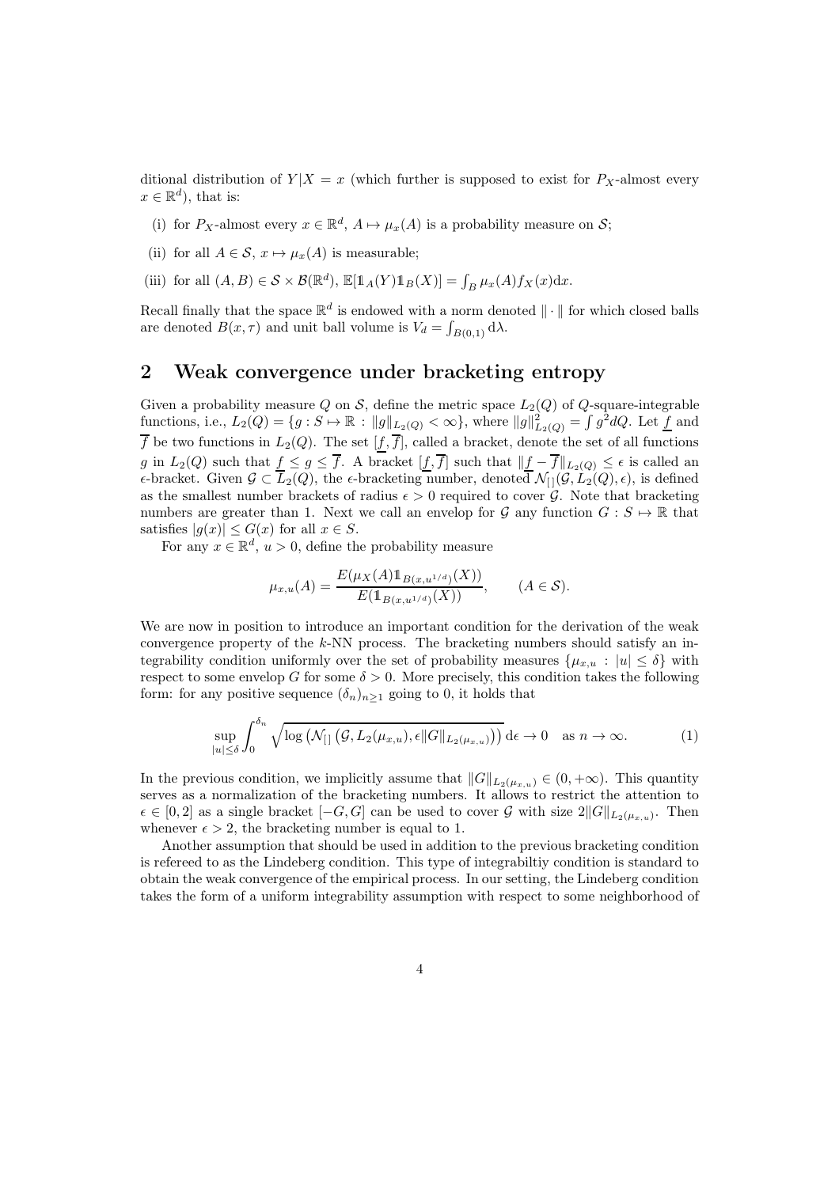ditional distribution of $Y|X = x$ (which further is supposed to exist for $P_X$-almost every $x \in \mathbb{R}^d$), that is:

(i) for $P_X$-almost every $x \in \mathbb{R}^d$, $A \mapsto \mu_x(A)$ is a probability measure on $\mathcal{S}$;

(ii) for all $A \in \mathcal{S}$, $x \mapsto \mu_x(A)$ is measurable;

(iii) for all $(A, B) \in \mathcal{S} \times \mathcal{B}(\mathbb{R}^d)$, $\mathbb{E}[\mathbb{1}_A(Y)\mathbb{1}_B(X)] = \int_B \mu_x(A) f_X(x) \mathrm{d}x$.

Recall finally that the space $\mathbb{R}^d$ is endowed with a norm denoted $\|\cdot\|$ for which closed balls are denoted $B(x, \tau)$ and unit ball volume is $V_d = \int_{B(0,1)} \mathrm{d}\lambda$.

## 2 Weak convergence under bracketing entropy

Given a probability measure $Q$ on $\mathcal{S}$, define the metric space $L_2(Q)$ of $Q$-square-integrable functions, i.e., $L_2(Q) = \{g : S \mapsto \mathbb{R} : \|g\|_{L_2(Q)} < \infty\}$, where $\|g\|^2_{L_2(Q)} = \int g^2 dQ$. Let $\underline{f}$ and $\overline{f}$ be two functions in $L_2(Q)$. The set $[\underline{f}, \overline{f}]$, called a bracket, denote the set of all functions $g$ in $L_2(Q)$ such that $\underline{f} \leq g \leq \overline{f}$. A bracket $[\underline{f}, \overline{f}]$ such that $\|\underline{f} - \overline{f}\|_{L_2(Q)} \leq \epsilon$ is called an $\epsilon$-bracket. Given $\mathcal{G} \subset L_2(Q)$, the $\epsilon$-bracketing number, denoted $\mathcal{N}_{[\,]}(\mathcal{G}, L_2(Q), \epsilon)$, is defined as the smallest number brackets of radius $\epsilon > 0$ required to cover $\mathcal{G}$. Note that bracketing numbers are greater than 1. Next we call an envelop for $\mathcal{G}$ any function $G : S \mapsto \mathbb{R}$ that satisfies $|g(x)| \leq G(x)$ for all $x \in S$.

For any $x \in \mathbb{R}^d$, $u > 0$, define the probability measure

$$\mu_{x,u}(A) = \frac{E(\mu_X(A)\mathbb{1}_{B(x,u^{1/d})}(X))}{E(\mathbb{1}_{B(x,u^{1/d})}(X))}, \qquad (A \in \mathcal{S}).$$

We are now in position to introduce an important condition for the derivation of the weak convergence property of the $k$-NN process. The bracketing numbers should satisfy an integrability condition uniformly over the set of probability measures $\{\mu_{x,u} : |u| \leq \delta\}$ with respect to some envelop $G$ for some $\delta > 0$. More precisely, this condition takes the following form: for any positive sequence $(\delta_n)_{n\geq 1}$ going to 0, it holds that

$$\sup_{|u|\leq\delta} \int_0^{\delta_n} \sqrt{\log\left(\mathcal{N}_{[\,]}\left(\mathcal{G}, L_2(\mu_{x,u}), \epsilon\|G\|_{L_2(\mu_{x,u})}\right)\right)}\, \mathrm{d}\epsilon \to 0 \quad \text{as } n \to \infty. \tag{1}$$

In the previous condition, we implicitly assume that $\|G\|_{L_2(\mu_{x,u})} \in (0, +\infty)$. This quantity serves as a normalization of the bracketing numbers. It allows to restrict the attention to $\epsilon \in [0, 2]$ as a single bracket $[-G, G]$ can be used to cover $\mathcal{G}$ with size $2\|G\|_{L_2(\mu_{x,u})}$. Then whenever $\epsilon > 2$, the bracketing number is equal to 1.

Another assumption that should be used in addition to the previous bracketing condition is refereed to as the Lindeberg condition. This type of integrabiltiy condition is standard to obtain the weak convergence of the empirical process. In our setting, the Lindeberg condition takes the form of a uniform integrability assumption with respect to some neighborhood of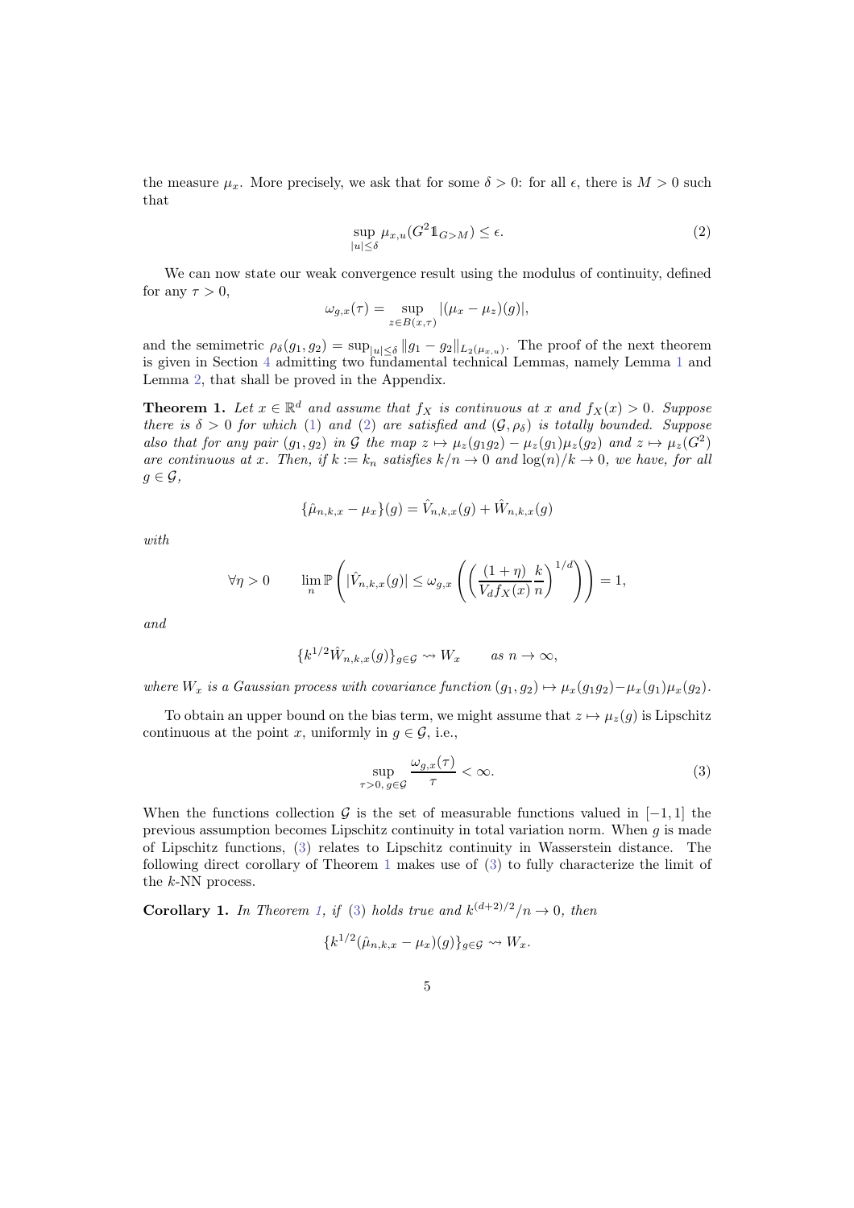the measure $\mu_x$. More precisely, we ask that for some $\delta > 0$: for all $\epsilon$, there is $M > 0$ such that

$$\sup_{|u| \le \delta} \mu_{x,u}(G^2 \mathbb{1}_{G > M}) \le \epsilon. \tag{2}$$

We can now state our weak convergence result using the modulus of continuity, defined for any $\tau > 0$,

$$\omega_{g,x}(\tau) = \sup_{z \in B(x,\tau)} |(\mu_x - \mu_z)(g)|,$$

and the semimetric $\rho_\delta(g_1, g_2) = \sup_{|u| \le \delta} \|g_1 - g_2\|_{L_2(\mu_{x,u})}$. The proof of the next theorem is given in Section 4 admitting two fundamental technical Lemmas, namely Lemma 1 and Lemma 2, that shall be proved in the Appendix.

**Theorem 1.** *Let $x \in \mathbb{R}^d$ and assume that $f_X$ is continuous at $x$ and $f_X(x) > 0$. Suppose there is $\delta > 0$ for which (1) and (2) are satisfied and $(\mathcal{G}, \rho_\delta)$ is totally bounded. Suppose also that for any pair $(g_1, g_2)$ in $\mathcal{G}$ the map $z \mapsto \mu_z(g_1 g_2) - \mu_z(g_1)\mu_z(g_2)$ and $z \mapsto \mu_z(G^2)$ are continuous at $x$. Then, if $k := k_n$ satisfies $k/n \to 0$ and $\log(n)/k \to 0$, we have, for all $g \in \mathcal{G}$,*

$$\{\hat{\mu}_{n,k,x} - \mu_x\}(g) = \hat{V}_{n,k,x}(g) + \hat{W}_{n,k,x}(g)$$

*with*

$$\forall \eta > 0 \qquad \lim_n \mathbb{P}\left( |\hat{V}_{n,k,x}(g)| \le \omega_{g,x}\left( \left( \frac{(1+\eta)}{V_d f_X(x)} \frac{k}{n} \right)^{1/d} \right) \right) = 1,$$

*and*

$$\{k^{1/2} \hat{W}_{n,k,x}(g)\}_{g \in \mathcal{G}} \rightsquigarrow W_x \qquad \text{as } n \to \infty,$$

*where $W_x$ is a Gaussian process with covariance function $(g_1, g_2) \mapsto \mu_x(g_1 g_2) - \mu_x(g_1)\mu_x(g_2)$.*

To obtain an upper bound on the bias term, we might assume that $z \mapsto \mu_z(g)$ is Lipschitz continuous at the point $x$, uniformly in $g \in \mathcal{G}$, i.e.,

$$\sup_{\tau > 0,\, g \in \mathcal{G}} \frac{\omega_{g,x}(\tau)}{\tau} < \infty. \tag{3}$$

When the functions collection $\mathcal{G}$ is the set of measurable functions valued in $[-1, 1]$ the previous assumption becomes Lipschitz continuity in total variation norm. When $g$ is made of Lipschitz functions, (3) relates to Lipschitz continuity in Wasserstein distance. The following direct corollary of Theorem 1 makes use of (3) to fully characterize the limit of the $k$-NN process.

**Corollary 1.** *In Theorem 1, if (3) holds true and $k^{(d+2)/2}/n \to 0$, then*

$$\{k^{1/2}(\hat{\mu}_{n,k,x} - \mu_x)(g)\}_{g \in \mathcal{G}} \rightsquigarrow W_x.$$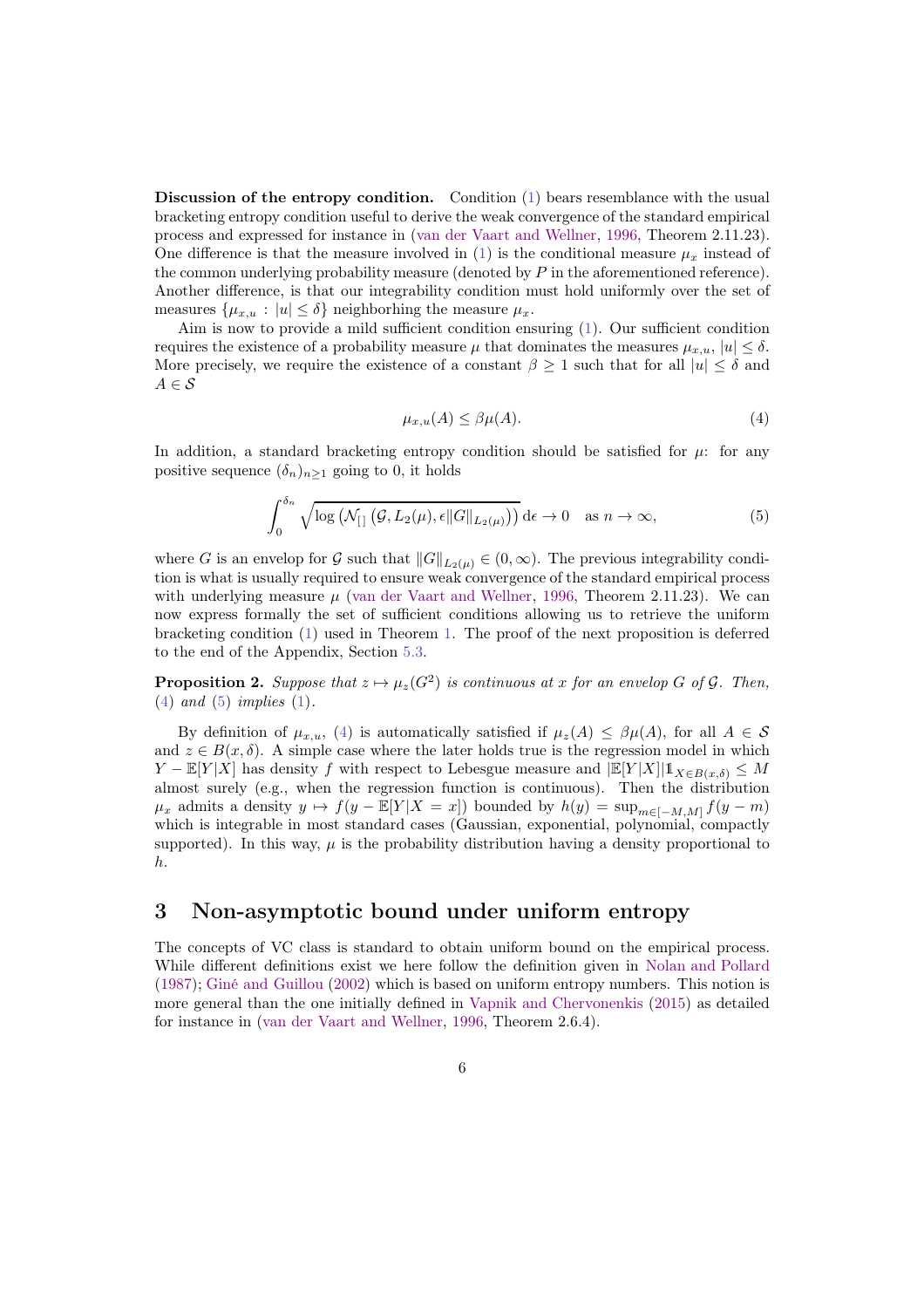**Discussion of the entropy condition.** Condition (1) bears resemblance with the usual bracketing entropy condition useful to derive the weak convergence of the standard empirical process and expressed for instance in (van der Vaart and Wellner, 1996, Theorem 2.11.23). One difference is that the measure involved in (1) is the conditional measure $\mu_x$ instead of the common underlying probability measure (denoted by $P$ in the aforementioned reference). Another difference, is that our integrability condition must hold uniformly over the set of measures $\{\mu_{x,u} : |u| \le \delta\}$ neighborhing the measure $\mu_x$.

Aim is now to provide a mild sufficient condition ensuring (1). Our sufficient condition requires the existence of a probability measure $\mu$ that dominates the measures $\mu_{x,u}$, $|u| \le \delta$. More precisely, we require the existence of a constant $\beta \ge 1$ such that for all $|u| \le \delta$ and $A \in \mathcal{S}$

$$\mu_{x,u}(A) \le \beta \mu(A). \tag{4}$$

In addition, a standard bracketing entropy condition should be satisfied for $\mu$: for any positive sequence $(\delta_n)_{n\ge1}$ going to 0, it holds

$$\int_0^{\delta_n} \sqrt{\log\left(\mathcal{N}_{[\,]}\left(\mathcal{G}, L_2(\mu), \epsilon\|G\|_{L_2(\mu)}\right)\right)}\, \mathrm{d}\epsilon \to 0 \quad \text{as } n \to \infty, \tag{5}$$

where $G$ is an envelop for $\mathcal{G}$ such that $\|G\|_{L_2(\mu)} \in (0, \infty)$. The previous integrability condition is what is usually required to ensure weak convergence of the standard empirical process with underlying measure $\mu$ (van der Vaart and Wellner, 1996, Theorem 2.11.23). We can now express formally the set of sufficient conditions allowing us to retrieve the uniform bracketing condition (1) used in Theorem 1. The proof of the next proposition is deferred to the end of the Appendix, Section 5.3.

**Proposition 2.** *Suppose that $z \mapsto \mu_z(G^2)$ is continuous at $x$ for an envelop $G$ of $\mathcal{G}$. Then, (4) and (5) implies (1).*

By definition of $\mu_{x,u}$, (4) is automatically satisfied if $\mu_z(A) \le \beta\mu(A)$, for all $A \in \mathcal{S}$ and $z \in B(x, \delta)$. A simple case where the later holds true is the regression model in which $Y - \mathbb{E}[Y|X]$ has density $f$ with respect to Lebesgue measure and $|\mathbb{E}[Y|X]|\mathbb{1}_{X\in B(x,\delta)} \le M$ almost surely (e.g., when the regression function is continuous). Then the distribution $\mu_x$ admits a density $y \mapsto f(y - \mathbb{E}[Y|X = x])$ bounded by $h(y) = \sup_{m\in[-M,M]} f(y - m)$ which is integrable in most standard cases (Gaussian, exponential, polynomial, compactly supported). In this way, $\mu$ is the probability distribution having a density proportional to $h$.

# 3 Non-asymptotic bound under uniform entropy

The concepts of VC class is standard to obtain uniform bound on the empirical process. While different definitions exist we here follow the definition given in Nolan and Pollard (1987); Giné and Guillou (2002) which is based on uniform entropy numbers. This notion is more general than the one initially defined in Vapnik and Chervonenkis (2015) as detailed for instance in (van der Vaart and Wellner, 1996, Theorem 2.6.4).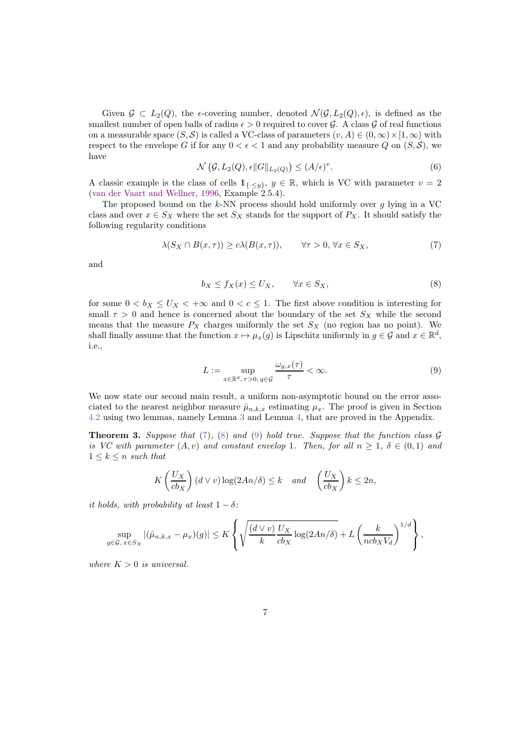Given $\mathcal{G} \subset L_2(Q)$, the $\epsilon$-covering number, denoted $\mathcal{N}(\mathcal{G}, L_2(Q), \epsilon)$, is defined as the smallest number of open balls of radius $\epsilon > 0$ required to cover $\mathcal{G}$. A class $\mathcal{G}$ of real functions on a measurable space $(S, \mathcal{S})$ is called a VC-class of parameters $(v, A) \in (0, \infty) \times [1, \infty)$ with respect to the envelope $G$ if for any $0 < \epsilon < 1$ and any probability measure $Q$ on $(S, \mathcal{S})$, we have

$$\mathcal{N}\left(\mathcal{G}, L_2(Q), \epsilon \|G\|_{L_2(Q)}\right) \leq (A/\epsilon)^v. \tag{6}$$

A classic example is the class of cells $\mathbb{1}_{\{\cdot \leq y\}}$, $y \in \mathbb{R}$, which is VC with parameter $v = 2$ (van der Vaart and Wellner, 1996, Example 2.5.4).

The proposed bound on the $k$-NN process should hold uniformly over $g$ lying in a VC class and over $x \in S_X$ where the set $S_X$ stands for the support of $P_X$. It should satisfy the following regularity conditions

$$\lambda(S_X \cap B(x, \tau)) \geq c\lambda(B(x, \tau)), \qquad \forall \tau > 0, \forall x \in S_X, \tag{7}$$

and

$$b_X \leq f_X(x) \leq U_X, \qquad \forall x \in S_X, \tag{8}$$

for some $0 < b_X \leq U_X < +\infty$ and $0 < c \leq 1$. The first above condition is interesting for small $\tau > 0$ and hence is concerned about the boundary of the set $S_X$ while the second means that the measure $P_X$ charges uniformly the set $S_X$ (no region has no point). We shall finally assume that the function $x \mapsto \mu_x(g)$ is Lipschitz uniformly in $g \in \mathcal{G}$ and $x \in \mathbb{R}^d$, i.e.,

$$L := \sup_{x \in \mathbb{R}^d,\, \tau > 0,\, g \in \mathcal{G}} \frac{\omega_{g,x}(\tau)}{\tau} < \infty. \tag{9}$$

We now state our second main result, a uniform non-asymptotic bound on the error associated to the nearest neighbor measure $\hat{\mu}_{n,k,x}$ estimating $\mu_x$. The proof is given in Section 4.2 using two lemmas, namely Lemma 3 and Lemma 4, that are proved in the Appendix.

**Theorem 3.** *Suppose that (7), (8) and (9) hold true. Suppose that the function class $\mathcal{G}$ is VC with parameter $(A, v)$ and constant envelop 1. Then, for all $n \geq 1$, $\delta \in (0, 1)$ and $1 \leq k \leq n$ such that*

$$K\left(\frac{U_X}{cb_X}\right)(d \vee v)\log(2An/\delta) \leq k \quad \text{and} \quad \left(\frac{U_X}{cb_X}\right)k \leq 2n,$$

*it holds, with probability at least $1 - \delta$:*

$$\sup_{g \in \mathcal{G},\, x \in S_X} |(\hat{\mu}_{n,k,x} - \mu_x)(g)| \leq K\left\{\sqrt{\frac{(d \vee v)}{k}\frac{U_X}{cb_X}\log(2An/\delta)} + L\left(\frac{k}{ncb_X V_d}\right)^{1/d}\right\},$$

*where $K > 0$ is universal.*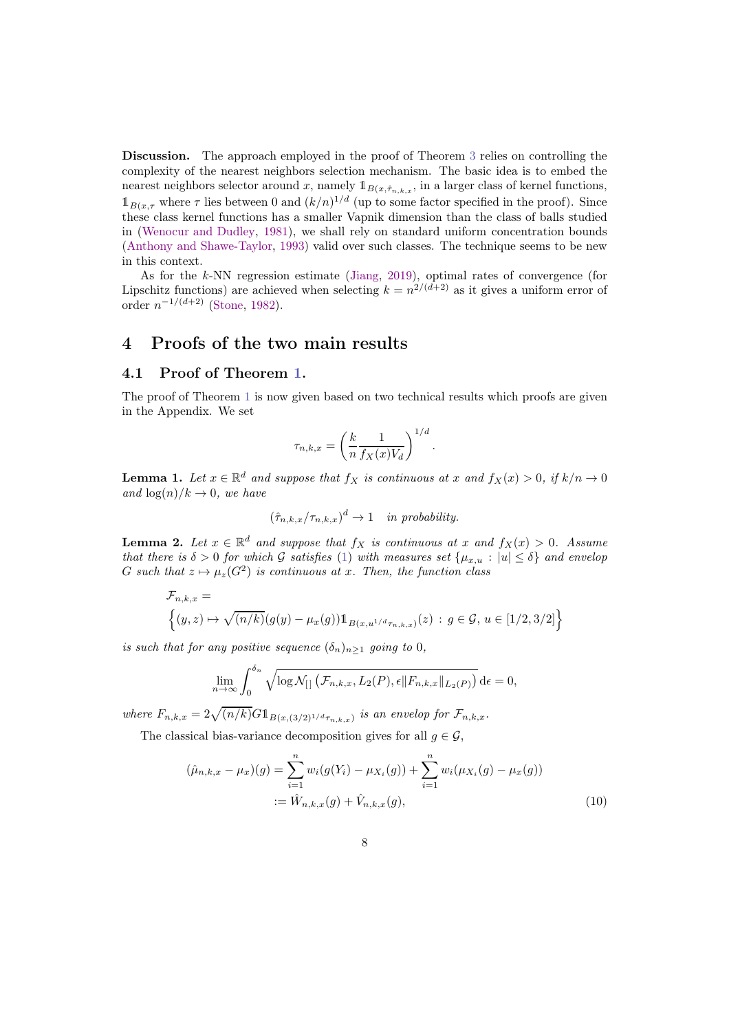**Discussion.** The approach employed in the proof of Theorem 3 relies on controlling the complexity of the nearest neighbors selection mechanism. The basic idea is to embed the nearest neighbors selector around $x$, namely $\mathbb{1}_{B(x,\hat{\tau}_{n,k,x}}$, in a larger class of kernel functions, $\mathbb{1}_{B(x,\tau}$ where $\tau$ lies between 0 and $(k/n)^{1/d}$ (up to some factor specified in the proof). Since these class kernel functions has a smaller Vapnik dimension than the class of balls studied in (Wenocur and Dudley, 1981), we shall rely on standard uniform concentration bounds (Anthony and Shawe-Taylor, 1993) valid over such classes. The technique seems to be new in this context.

As for the $k$-NN regression estimate (Jiang, 2019), optimal rates of convergence (for Lipschitz functions) are achieved when selecting $k = n^{2/(d+2)}$ as it gives a uniform error of order $n^{-1/(d+2)}$ (Stone, 1982).

# 4 Proofs of the two main results

## 4.1 Proof of Theorem 1.

The proof of Theorem 1 is now given based on two technical results which proofs are given in the Appendix. We set

$$\tau_{n,k,x} = \left(\frac{k}{n}\frac{1}{f_X(x)V_d}\right)^{1/d}.$$

**Lemma 1.** *Let $x \in \mathbb{R}^d$ and suppose that $f_X$ is continuous at $x$ and $f_X(x) > 0$, if $k/n \to 0$ and $\log(n)/k \to 0$, we have*

$$(\hat{\tau}_{n,k,x}/\tau_{n,k,x})^d \to 1 \quad \textit{in probability.}$$

**Lemma 2.** *Let $x \in \mathbb{R}^d$ and suppose that $f_X$ is continuous at $x$ and $f_X(x) > 0$. Assume that there is $\delta > 0$ for which $\mathcal{G}$ satisfies (1) with measures set $\{\mu_{x,u} : |u| \le \delta\}$ and envelop $G$ such that $z \mapsto \mu_z(G^2)$ is continuous at $x$. Then, the function class*

$$\mathcal{F}_{n,k,x} =$$
$$\left\{(y,z) \mapsto \sqrt{(n/k)}(g(y) - \mu_x(g))\mathbb{1}_{B(x,u^{1/d}\tau_{n,k,x})}(z) \,:\, g \in \mathcal{G},\ u \in [1/2, 3/2]\right\}$$

*is such that for any positive sequence $(\delta_n)_{n\ge1}$ going to 0,*

$$\lim_{n\to\infty} \int_0^{\delta_n} \sqrt{\log \mathcal{N}_{[\,]}\left(\mathcal{F}_{n,k,x}, L_2(P), \epsilon\|F_{n,k,x}\|_{L_2(P)}\right)}\, \mathrm{d}\epsilon = 0,$$

*where $F_{n,k,x} = 2\sqrt{(n/k)}G\mathbb{1}_{B(x,(3/2)^{1/d}\tau_{n,k,x})}$ is an envelop for $\mathcal{F}_{n,k,x}$.*

The classical bias-variance decomposition gives for all $g \in \mathcal{G}$,

$$\begin{aligned}(\hat{\mu}_{n,k,x} - \mu_x)(g) &= \sum_{i=1}^n w_i(g(Y_i) - \mu_{X_i}(g)) + \sum_{i=1}^n w_i(\mu_{X_i}(g) - \mu_x(g)) \\ &:= \hat{W}_{n,k,x}(g) + \hat{V}_{n,k,x}(g), \end{aligned} \qquad (10)$$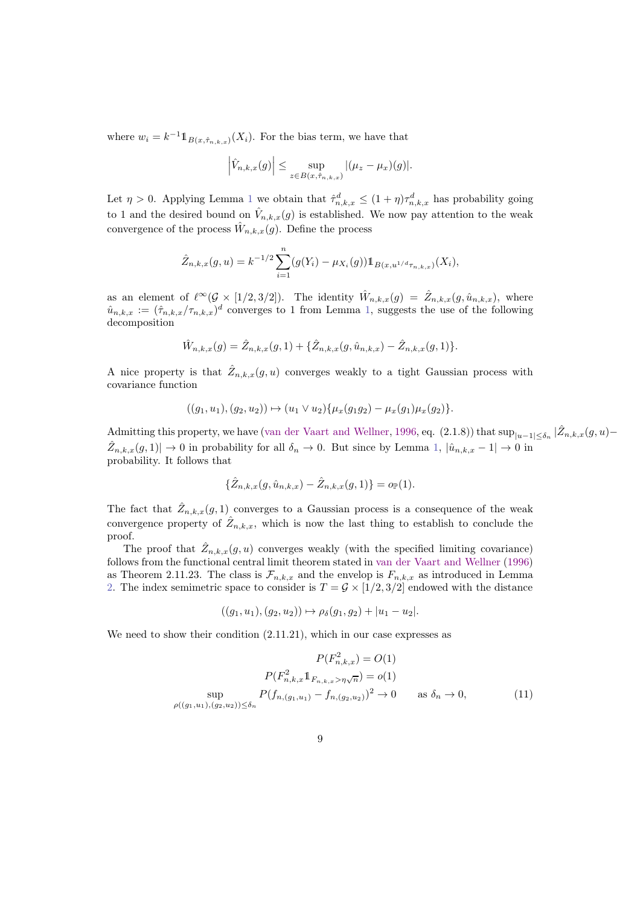where $w_i = k^{-1}\mathbb{1}_{B(x,\hat\tau_{n,k,x})}(X_i)$. For the bias term, we have that

$$\left|\hat V_{n,k,x}(g)\right| \leq \sup_{z\in B(x,\hat\tau_{n,k,x})} |(\mu_z - \mu_x)(g)|.$$

Let $\eta > 0$. Applying Lemma 1 we obtain that $\hat\tau_{n,k,x}^d \leq (1+\eta)\tau_{n,k,x}^d$ has probability going to 1 and the desired bound on $\hat V_{n,k,x}(g)$ is established. We now pay attention to the weak convergence of the process $\hat W_{n,k,x}(g)$. Define the process

$$\hat Z_{n,k,x}(g,u) = k^{-1/2}\sum_{i=1}^n (g(Y_i) - \mu_{X_i}(g))\mathbb{1}_{B(x,u^{1/d}\tau_{n,k,x})}(X_i),$$

as an element of $\ell^\infty(\mathcal{G}\times[1/2,3/2])$. The identity $\hat W_{n,k,x}(g) = \hat Z_{n,k,x}(g,\hat u_{n,k,x})$, where $\hat u_{n,k,x} := (\hat\tau_{n,k,x}/\tau_{n,k,x})^d$ converges to 1 from Lemma 1, suggests the use of the following decomposition

$$\hat W_{n,k,x}(g) = \hat Z_{n,k,x}(g,1) + \{\hat Z_{n,k,x}(g,\hat u_{n,k,x}) - \hat Z_{n,k,x}(g,1)\}.$$

A nice property is that $\hat Z_{n,k,x}(g,u)$ converges weakly to a tight Gaussian process with covariance function

$$((g_1,u_1),(g_2,u_2)) \mapsto (u_1\vee u_2)\{\mu_x(g_1g_2) - \mu_x(g_1)\mu_x(g_2)\}.$$

Admitting this property, we have (van der Vaart and Wellner, 1996, eq. (2.1.8)) that $\sup_{|u-1|\leq\delta_n} |\hat Z_{n,k,x}(g,u) - \hat Z_{n,k,x}(g,1)| \to 0$ in probability for all $\delta_n\to 0$. But since by Lemma 1, $|\hat u_{n,k,x} - 1|\to 0$ in probability. It follows that

$$\{\hat Z_{n,k,x}(g,\hat u_{n,k,x}) - \hat Z_{n,k,x}(g,1)\} = o_{\mathbb{P}}(1).$$

The fact that $\hat Z_{n,k,x}(g,1)$ converges to a Gaussian process is a consequence of the weak convergence property of $\hat Z_{n,k,x}$, which is now the last thing to establish to conclude the proof.

The proof that $\hat Z_{n,k,x}(g,u)$ converges weakly (with the specified limiting covariance) follows from the functional central limit theorem stated in van der Vaart and Wellner (1996) as Theorem 2.11.23. The class is $\mathcal{F}_{n,k,x}$ and the envelop is $F_{n,k,x}$ as introduced in Lemma 2. The index semimetric space to consider is $T = \mathcal{G}\times[1/2,3/2]$ endowed with the distance

$$((g_1,u_1),(g_2,u_2)) \mapsto \rho_\delta(g_1,g_2) + |u_1-u_2|.$$

We need to show their condition (2.11.21), which in our case expresses as

$$\begin{aligned} P(F_{n,k,x}^2) &= O(1) \\ P(F_{n,k,x}^2\mathbb{1}_{F_{n,k,x}>\eta\sqrt{n}}) &= o(1) \\ \sup_{\rho((g_1,u_1),(g_2,u_2))\leq\delta_n} P(f_{n,(g_1,u_1)} - f_{n,(g_2,u_2)})^2 &\to 0 \qquad \text{as } \delta_n\to 0, \end{aligned} \tag{11}$$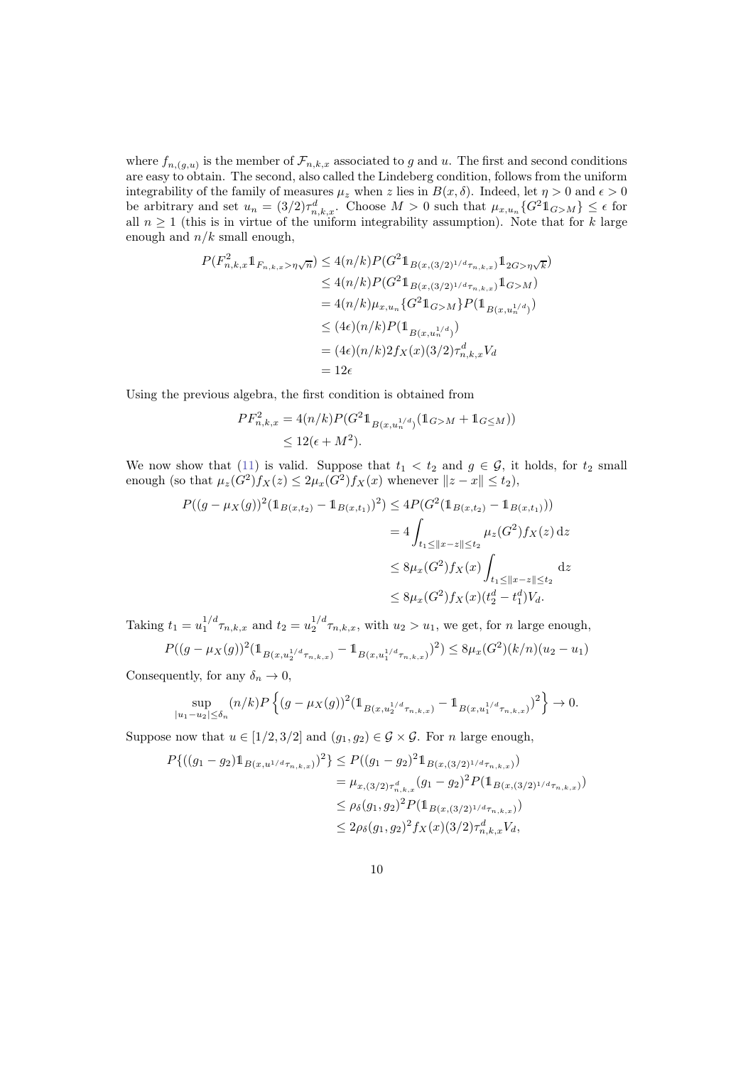where $f_{n,(g,u)}$ is the member of $\mathcal{F}_{n,k,x}$ associated to $g$ and $u$. The first and second conditions are easy to obtain. The second, also called the Lindeberg condition, follows from the uniform integrability of the family of measures $\mu_z$ when $z$ lies in $B(x,\delta)$. Indeed, let $\eta > 0$ and $\epsilon > 0$ be arbitrary and set $u_n = (3/2)\tau_{n,k,x}^d$. Choose $M > 0$ such that $\mu_{x,u_n}\{G^2 \mathbb{1}_{G>M}\} \leq \epsilon$ for all $n \geq 1$ (this is in virtue of the uniform integrability assumption). Note that for $k$ large enough and $n/k$ small enough,

$$
\begin{aligned}
P(F_{n,k,x}^2 \mathbb{1}_{F_{n,k,x} > \eta\sqrt{n}}) &\leq 4(n/k) P(G^2 \mathbb{1}_{B(x,(3/2)^{1/d}\tau_{n,k,x})} \mathbb{1}_{2G > \eta\sqrt{k}}) \\
&\leq 4(n/k) P(G^2 \mathbb{1}_{B(x,(3/2)^{1/d}\tau_{n,k,x})} \mathbb{1}_{G>M}) \\
&= 4(n/k)\mu_{x,u_n}\{G^2 \mathbb{1}_{G>M}\} P(\mathbb{1}_{B(x,u_n^{1/d})}) \\
&\leq (4\epsilon)(n/k) P(\mathbb{1}_{B(x,u_n^{1/d})}) \\
&= (4\epsilon)(n/k) 2 f_X(x)(3/2)\tau_{n,k,x}^d V_d \\
&= 12\epsilon
\end{aligned}
$$

Using the previous algebra, the first condition is obtained from

$$
\begin{aligned}
PF_{n,k,x}^2 &= 4(n/k) P(G^2 \mathbb{1}_{B(x,u_n^{1/d})}(\mathbb{1}_{G>M} + \mathbb{1}_{G\leq M})) \\
&\leq 12(\epsilon + M^2).
\end{aligned}
$$

We now show that (11) is valid. Suppose that $t_1 < t_2$ and $g \in \mathcal{G}$, it holds, for $t_2$ small enough (so that $\mu_z(G^2) f_X(z) \leq 2\mu_x(G^2) f_X(x)$ whenever $\|z - x\| \leq t_2$),

$$
\begin{aligned}
P((g - \mu_X(g))^2 (\mathbb{1}_{B(x,t_2)} - \mathbb{1}_{B(x,t_1)})^2) &\leq 4P(G^2(\mathbb{1}_{B(x,t_2)} - \mathbb{1}_{B(x,t_1)})) \\
&= 4\int_{t_1 \leq \|x-z\| \leq t_2} \mu_z(G^2) f_X(z)\, \mathrm{d}z \\
&\leq 8\mu_x(G^2) f_X(x) \int_{t_1 \leq \|x-z\| \leq t_2} \mathrm{d}z \\
&\leq 8\mu_x(G^2) f_X(x)(t_2^d - t_1^d) V_d.
\end{aligned}
$$

Taking $t_1 = u_1^{1/d}\tau_{n,k,x}$ and $t_2 = u_2^{1/d}\tau_{n,k,x}$, with $u_2 > u_1$, we get, for $n$ large enough,

$$
P((g - \mu_X(g))^2 (\mathbb{1}_{B(x,u_2^{1/d}\tau_{n,k,x})} - \mathbb{1}_{B(x,u_1^{1/d}\tau_{n,k,x})})^2) \leq 8\mu_x(G^2)(k/n)(u_2 - u_1)
$$

Consequently, for any $\delta_n \to 0$,

$$
\sup_{|u_1 - u_2| \leq \delta_n} (n/k) P\left\{(g - \mu_X(g))^2 (\mathbb{1}_{B(x,u_2^{1/d}\tau_{n,k,x})} - \mathbb{1}_{B(x,u_1^{1/d}\tau_{n,k,x})})^2\right\} \to 0.
$$

Suppose now that $u \in [1/2, 3/2]$ and $(g_1, g_2) \in \mathcal{G} \times \mathcal{G}$. For $n$ large enough,

$$
\begin{aligned}
P\{((g_1 - g_2)\mathbb{1}_{B(x,u^{1/d}\tau_{n,k,x})})^2\} &\leq P((g_1 - g_2)^2 \mathbb{1}_{B(x,(3/2)^{1/d}\tau_{n,k,x})}) \\
&= \mu_{x,(3/2)\tau_{n,k,x}^d}(g_1 - g_2)^2 P(\mathbb{1}_{B(x,(3/2)^{1/d}\tau_{n,k,x})}) \\
&\leq \rho_\delta(g_1, g_2)^2 P(\mathbb{1}_{B(x,(3/2)^{1/d}\tau_{n,k,x})}) \\
&\leq 2\rho_\delta(g_1, g_2)^2 f_X(x)(3/2)\tau_{n,k,x}^d V_d,
\end{aligned}
$$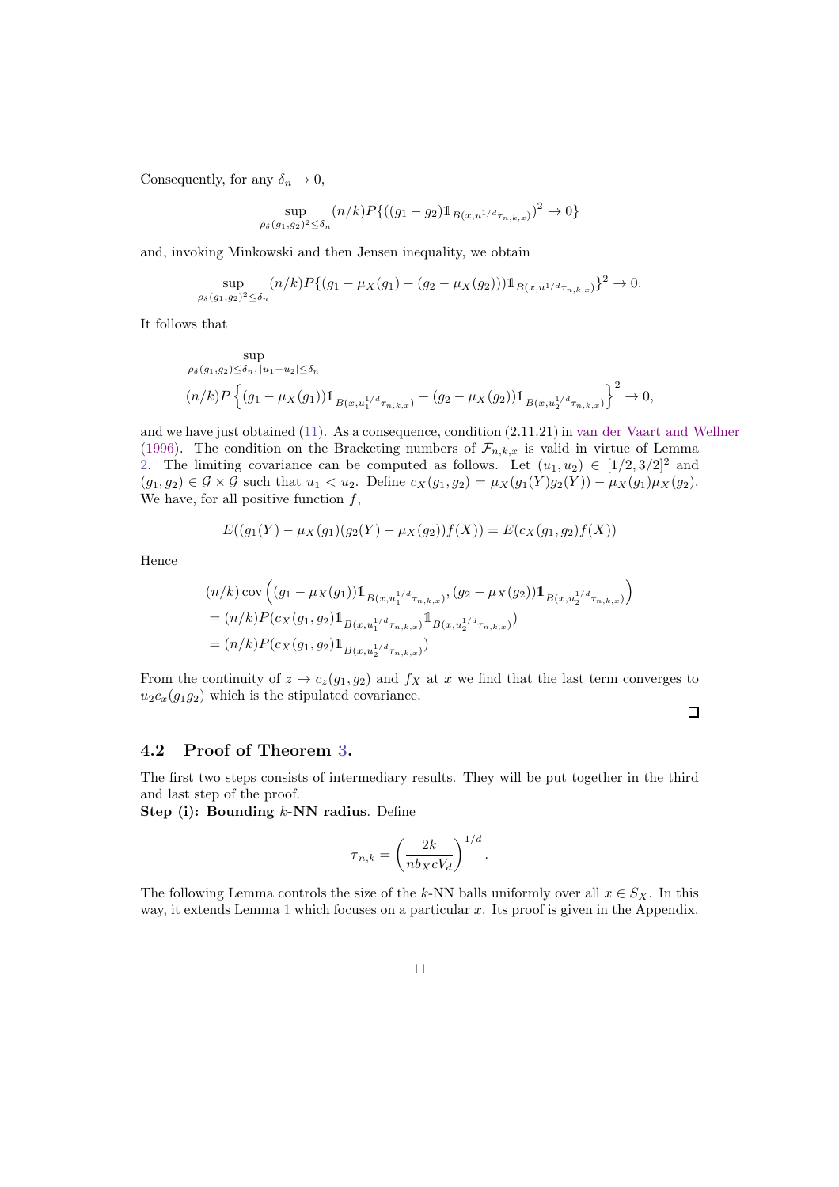Consequently, for any $\delta_n \to 0$,

$$\sup_{\rho_\delta(g_1,g_2)^2 \le \delta_n} (n/k) P\{((g_1 - g_2)\mathbb{1}_{B(x,u^{1/d}\tau_{n,k,x})})^2 \to 0\}$$

and, invoking Minkowski and then Jensen inequality, we obtain

$$\sup_{\rho_\delta(g_1,g_2)^2 \le \delta_n} (n/k) P\{(g_1 - \mu_X(g_1) - (g_2 - \mu_X(g_2)))\mathbb{1}_{B(x,u^{1/d}\tau_{n,k,x})}\}^2 \to 0.$$

It follows that

$$\sup_{\rho_\delta(g_1,g_2) \le \delta_n,\, |u_1 - u_2| \le \delta_n} (n/k) P\left\{(g_1 - \mu_X(g_1))\mathbb{1}_{B(x,u_1^{1/d}\tau_{n,k,x})} - (g_2 - \mu_X(g_2))\mathbb{1}_{B(x,u_2^{1/d}\tau_{n,k,x})}\right\}^2 \to 0,$$

and we have just obtained (11). As a consequence, condition (2.11.21) in van der Vaart and Wellner (1996). The condition on the Bracketing numbers of $\mathcal{F}_{n,k,x}$ is valid in virtue of Lemma 2. The limiting covariance can be computed as follows. Let $(u_1, u_2) \in [1/2, 3/2]^2$ and $(g_1, g_2) \in \mathcal{G} \times \mathcal{G}$ such that $u_1 < u_2$. Define $c_X(g_1, g_2) = \mu_X(g_1(Y)g_2(Y)) - \mu_X(g_1)\mu_X(g_2)$. We have, for all positive function $f$,

$$E((g_1(Y) - \mu_X(g_1)(g_2(Y) - \mu_X(g_2))f(X)) = E(c_X(g_1, g_2)f(X))$$

Hence

$$\begin{aligned}
&(n/k)\operatorname{cov}\left((g_1 - \mu_X(g_1))\mathbb{1}_{B(x,u_1^{1/d}\tau_{n,k,x})}, (g_2 - \mu_X(g_2))\mathbb{1}_{B(x,u_2^{1/d}\tau_{n,k,x})}\right) \\
&= (n/k) P(c_X(g_1, g_2)\mathbb{1}_{B(x,u_1^{1/d}\tau_{n,k,x})}\mathbb{1}_{B(x,u_2^{1/d}\tau_{n,k,x})}) \\
&= (n/k) P(c_X(g_1, g_2)\mathbb{1}_{B(x,u_2^{1/d}\tau_{n,k,x})})
\end{aligned}$$

From the continuity of $z \mapsto c_z(g_1, g_2)$ and $f_X$ at $x$ we find that the last term converges to $u_2 c_x(g_1 g_2)$ which is the stipulated covariance.

□

## 4.2 Proof of Theorem 3.

The first two steps consists of intermediary results. They will be put together in the third and last step of the proof.

**Step (i): Bounding $k$-NN radius**. Define

$$\overline{\tau}_{n,k} = \left(\frac{2k}{n b_X c V_d}\right)^{1/d}.$$

The following Lemma controls the size of the $k$-NN balls uniformly over all $x \in S_X$. In this way, it extends Lemma 1 which focuses on a particular $x$. Its proof is given in the Appendix.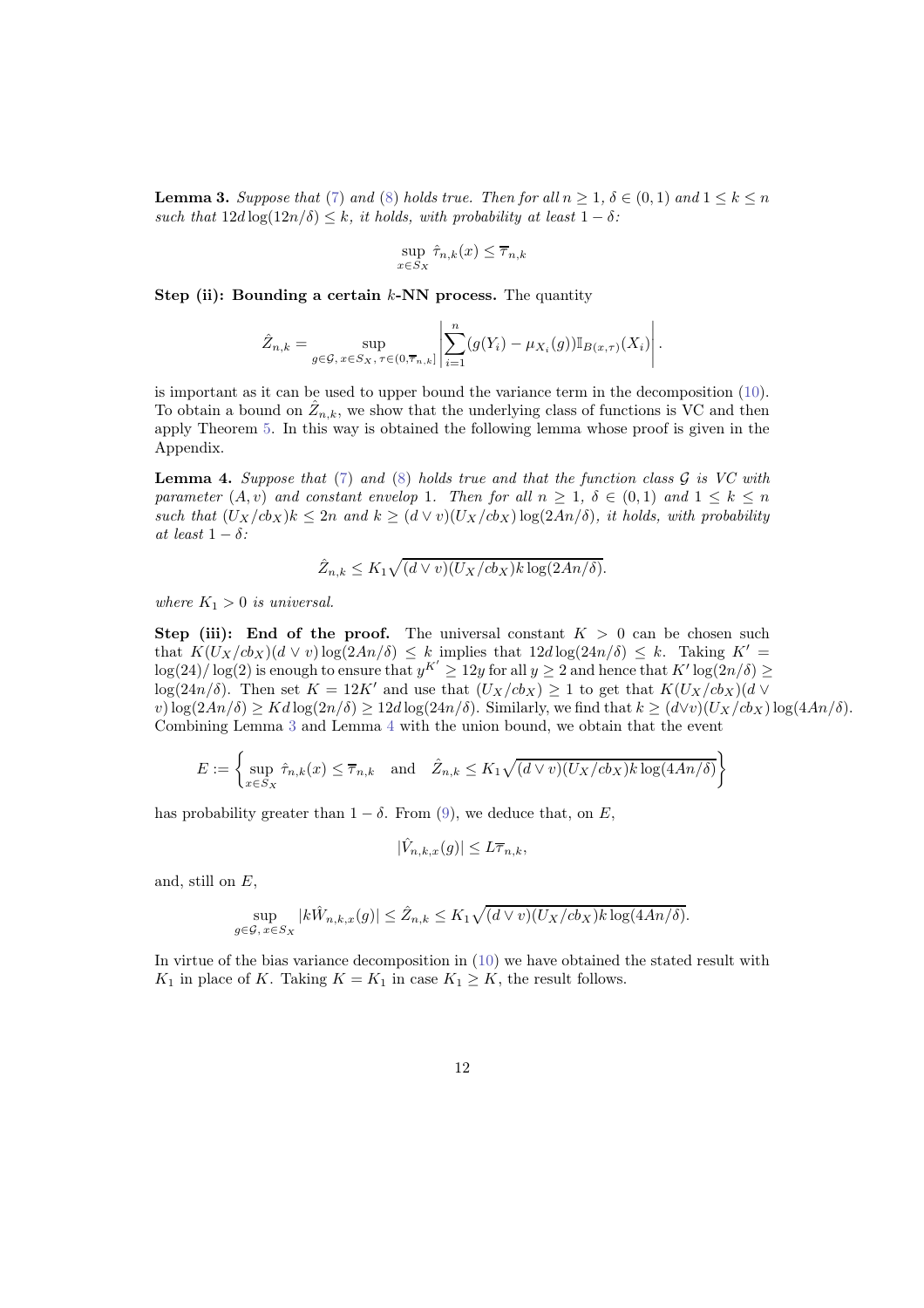**Lemma 3.** *Suppose that (7) and (8) holds true. Then for all $n \geq 1$, $\delta \in (0,1)$ and $1 \leq k \leq n$ such that $12d \log(12n/\delta) \leq k$, it holds, with probability at least $1-\delta$:*

$$\sup_{x \in S_X} \hat{\tau}_{n,k}(x) \leq \overline{\tau}_{n,k}$$

**Step (ii): Bounding a certain $k$-NN process.** The quantity

$$\hat{Z}_{n,k} = \sup_{g \in \mathcal{G},\, x \in S_X,\, \tau \in (0, \overline{\tau}_{n,k}]} \left| \sum_{i=1}^{n} (g(Y_i) - \mu_{X_i}(g)) \mathbb{I}_{B(x,\tau)}(X_i) \right|.$$

is important as it can be used to upper bound the variance term in the decomposition (10). To obtain a bound on $\hat{Z}_{n,k}$, we show that the underlying class of functions is VC and then apply Theorem 5. In this way is obtained the following lemma whose proof is given in the Appendix.

**Lemma 4.** *Suppose that (7) and (8) holds true and that the function class $\mathcal{G}$ is VC with parameter $(A, v)$ and constant envelop 1. Then for all $n \geq 1$, $\delta \in (0,1)$ and $1 \leq k \leq n$ such that $(U_X/cb_X)k \leq 2n$ and $k \geq (d \vee v)(U_X/cb_X)\log(2An/\delta)$, it holds, with probability at least $1-\delta$:*

$$\hat{Z}_{n,k} \leq K_1 \sqrt{(d \vee v)(U_X/cb_X) k \log(2An/\delta)}.$$

*where $K_1 > 0$ is universal.*

**Step (iii): End of the proof.** The universal constant $K > 0$ can be chosen such that $K(U_X/cb_X)(d \vee v)\log(2An/\delta) \leq k$ implies that $12d\log(24n/\delta) \leq k$. Taking $K' = \log(24)/\log(2)$ is enough to ensure that $y^{K'} \geq 12y$ for all $y \geq 2$ and hence that $K' \log(2n/\delta) \geq \log(24n/\delta)$. Then set $K = 12K'$ and use that $(U_X/cb_X) \geq 1$ to get that $K(U_X/cb_X)(d \vee v)\log(2An/\delta) \geq Kd\log(2n/\delta) \geq 12d\log(24n/\delta)$. Similarly, we find that $k \geq (d \vee v)(U_X/cb_X)\log(4An/\delta)$. Combining Lemma 3 and Lemma 4 with the union bound, we obtain that the event

$$E := \left\{ \sup_{x \in S_X} \hat{\tau}_{n,k}(x) \leq \overline{\tau}_{n,k} \quad \text{and} \quad \hat{Z}_{n,k} \leq K_1 \sqrt{(d \vee v)(U_X/cb_X) k \log(4An/\delta)} \right\}$$

has probability greater than $1-\delta$. From (9), we deduce that, on $E$,

$$|\hat{V}_{n,k,x}(g)| \leq L\overline{\tau}_{n,k},$$

and, still on $E$,

$$\sup_{g \in \mathcal{G},\, x \in S_X} |k\hat{W}_{n,k,x}(g)| \leq \hat{Z}_{n,k} \leq K_1 \sqrt{(d \vee v)(U_X/cb_X) k \log(4An/\delta)}.$$

In virtue of the bias variance decomposition in (10) we have obtained the stated result with $K_1$ in place of $K$. Taking $K = K_1$ in case $K_1 \geq K$, the result follows.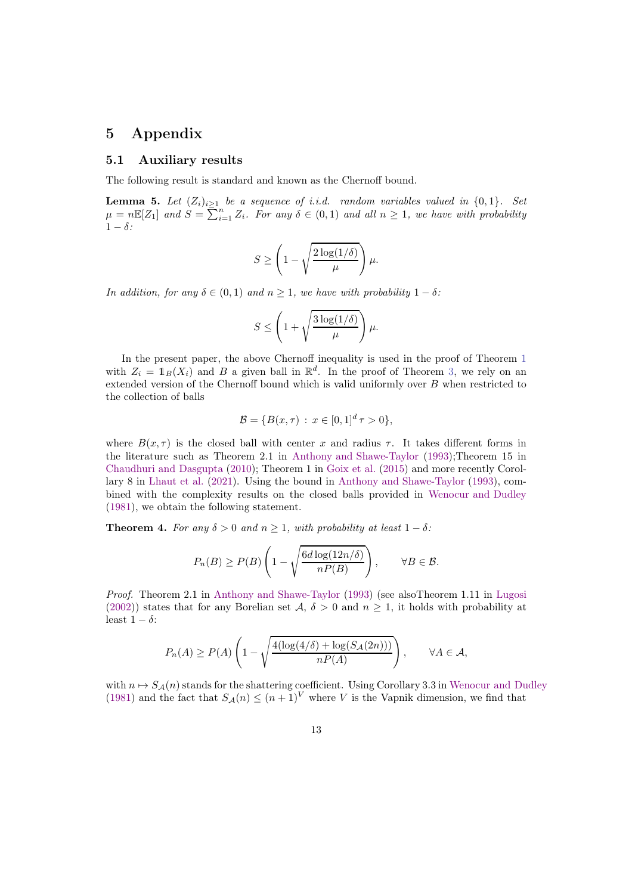## 5 Appendix

### 5.1 Auxiliary results

The following result is standard and known as the Chernoff bound.

**Lemma 5.** *Let $(Z_i)_{i\geq 1}$ be a sequence of i.i.d. random variables valued in $\{0,1\}$. Set $\mu = n\mathbb{E}[Z_1]$ and $S = \sum_{i=1}^n Z_i$. For any $\delta \in (0,1)$ and all $n \geq 1$, we have with probability $1-\delta$:*

$$S \geq \left(1 - \sqrt{\frac{2\log(1/\delta)}{\mu}}\right)\mu.$$

*In addition, for any $\delta \in (0,1)$ and $n \geq 1$, we have with probability $1-\delta$:*

$$S \leq \left(1 + \sqrt{\frac{3\log(1/\delta)}{\mu}}\right)\mu.$$

In the present paper, the above Chernoff inequality is used in the proof of Theorem 1 with $Z_i = \mathbb{1}_B(X_i)$ and $B$ a given ball in $\mathbb{R}^d$. In the proof of Theorem 3, we rely on an extended version of the Chernoff bound which is valid uniformly over $B$ when restricted to the collection of balls

$$\mathcal{B} = \{B(x,\tau) \,:\, x \in [0,1]^d \, \tau > 0\},$$

where $B(x,\tau)$ is the closed ball with center $x$ and radius $\tau$. It takes different forms in the literature such as Theorem 2.1 in Anthony and Shawe-Taylor (1993);Theorem 15 in Chaudhuri and Dasgupta (2010); Theorem 1 in Goix et al. (2015) and more recently Corollary 8 in Lhaut et al. (2021). Using the bound in Anthony and Shawe-Taylor (1993), combined with the complexity results on the closed balls provided in Wenocur and Dudley (1981), we obtain the following statement.

**Theorem 4.** *For any $\delta > 0$ and $n \geq 1$, with probability at least $1-\delta$:*

$$P_n(B) \geq P(B)\left(1 - \sqrt{\frac{6d\log(12n/\delta)}{nP(B)}}\right), \qquad \forall B \in \mathcal{B}.$$

*Proof.* Theorem 2.1 in Anthony and Shawe-Taylor (1993) (see alsoTheorem 1.11 in Lugosi (2002)) states that for any Borelian set $\mathcal{A}$, $\delta > 0$ and $n \geq 1$, it holds with probability at least $1-\delta$:

$$P_n(A) \geq P(A)\left(1 - \sqrt{\frac{4(\log(4/\delta) + \log(S_{\mathcal{A}}(2n)))}{nP(A)}}\right), \qquad \forall A \in \mathcal{A},$$

with $n \mapsto S_{\mathcal{A}}(n)$ stands for the shattering coefficient. Using Corollary 3.3 in Wenocur and Dudley (1981) and the fact that $S_{\mathcal{A}}(n) \leq (n+1)^V$ where $V$ is the Vapnik dimension, we find that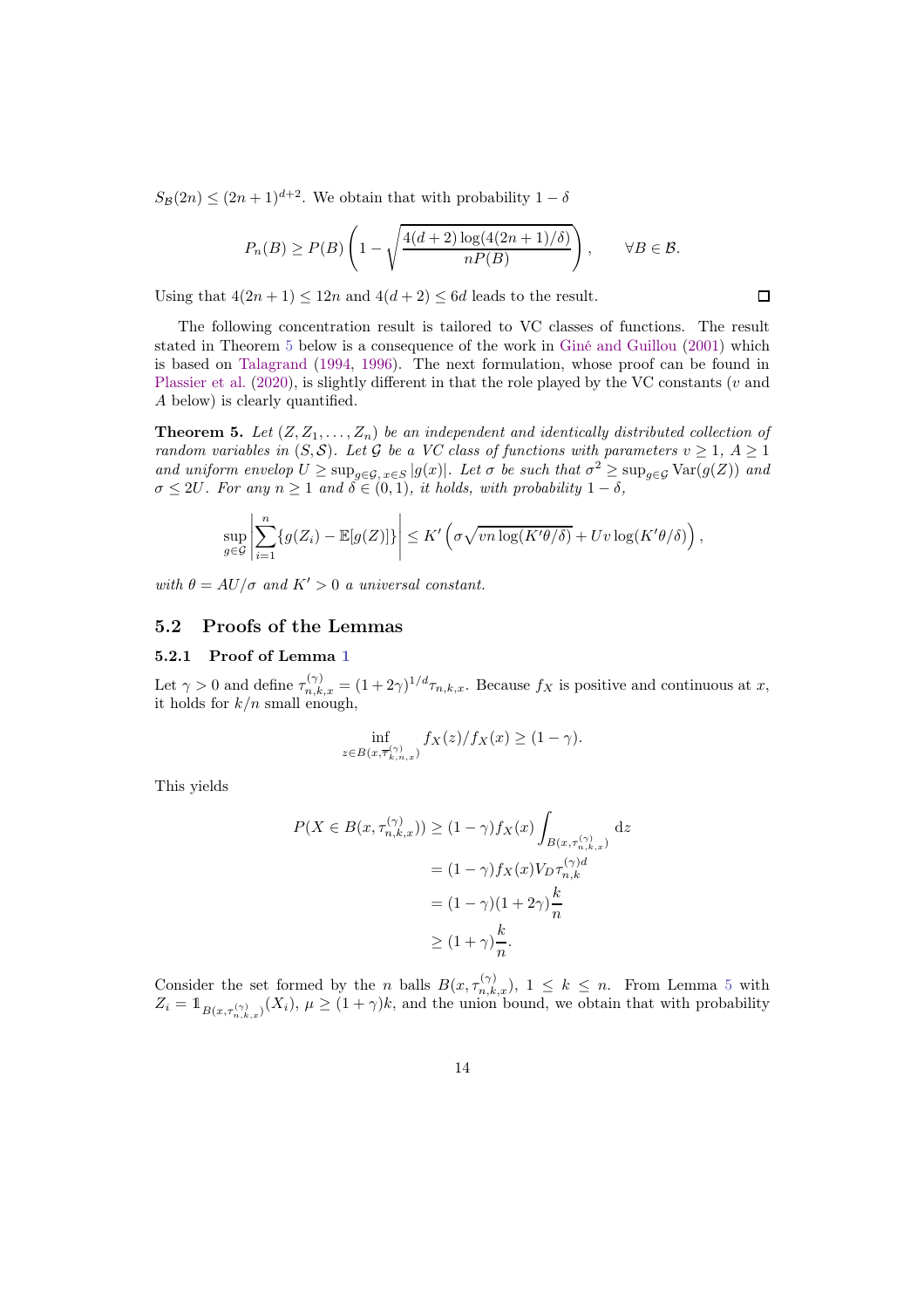$S_{\mathcal{B}}(2n) \leq (2n+1)^{d+2}$. We obtain that with probability $1 - \delta$

$$P_n(B) \geq P(B)\left(1 - \sqrt{\frac{4(d+2)\log(4(2n+1)/\delta)}{nP(B)}}\right), \qquad \forall B \in \mathcal{B}.$$

Using that $4(2n+1) \leq 12n$ and $4(d+2) \leq 6d$ leads to the result. □

The following concentration result is tailored to VC classes of functions. The result stated in Theorem 5 below is a consequence of the work in Giné and Guillou (2001) which is based on Talagrand (1994, 1996). The next formulation, whose proof can be found in Plassier et al. (2020), is slightly different in that the role played by the VC constants ($v$ and $A$ below) is clearly quantified.

**Theorem 5.** *Let $(Z, Z_1, \ldots, Z_n)$ be an independent and identically distributed collection of random variables in $(S, \mathcal{S})$. Let $\mathcal{G}$ be a VC class of functions with parameters $v \geq 1$, $A \geq 1$ and uniform envelop $U \geq \sup_{g \in \mathcal{G},\, x \in S} |g(x)|$. Let $\sigma$ be such that $\sigma^2 \geq \sup_{g \in \mathcal{G}} \operatorname{Var}(g(Z))$ and $\sigma \leq 2U$. For any $n \geq 1$ and $\delta \in (0,1)$, it holds, with probability $1 - \delta$,*

$$\sup_{g \in \mathcal{G}} \left| \sum_{i=1}^n \{g(Z_i) - \mathbb{E}[g(Z)]\} \right| \leq K' \left( \sigma \sqrt{vn \log(K'\theta/\delta)} + Uv \log(K'\theta/\delta) \right),$$

*with $\theta = AU/\sigma$ and $K' > 0$ a universal constant.*

## 5.2 Proofs of the Lemmas

### 5.2.1 Proof of Lemma 1

Let $\gamma > 0$ and define $\tau_{n,k,x}^{(\gamma)} = (1+2\gamma)^{1/d} \tau_{n,k,x}$. Because $f_X$ is positive and continuous at $x$, it holds for $k/n$ small enough,

$$\inf_{z \in B(x, \overline{\tau}_{k,n,x}^{(\gamma)})} f_X(z)/f_X(x) \geq (1 - \gamma).$$

This yields

$$\begin{aligned}
P(X \in B(x, \tau_{n,k,x}^{(\gamma)})) &\geq (1-\gamma) f_X(x) \int_{B(x, \tau_{n,k,x}^{(\gamma)})} \mathrm{d}z \\
&= (1-\gamma) f_X(x) V_D \tau_{n,k}^{(\gamma)d} \\
&= (1-\gamma)(1+2\gamma)\frac{k}{n} \\
&\geq (1+\gamma)\frac{k}{n}.
\end{aligned}$$

Consider the set formed by the $n$ balls $B(x, \tau_{n,k,x}^{(\gamma)})$, $1 \leq k \leq n$. From Lemma 5 with $Z_i = \mathbb{1}_{B(x, \tau_{n,k,x}^{(\gamma)})}(X_i)$, $\mu \geq (1+\gamma)k$, and the union bound, we obtain that with probability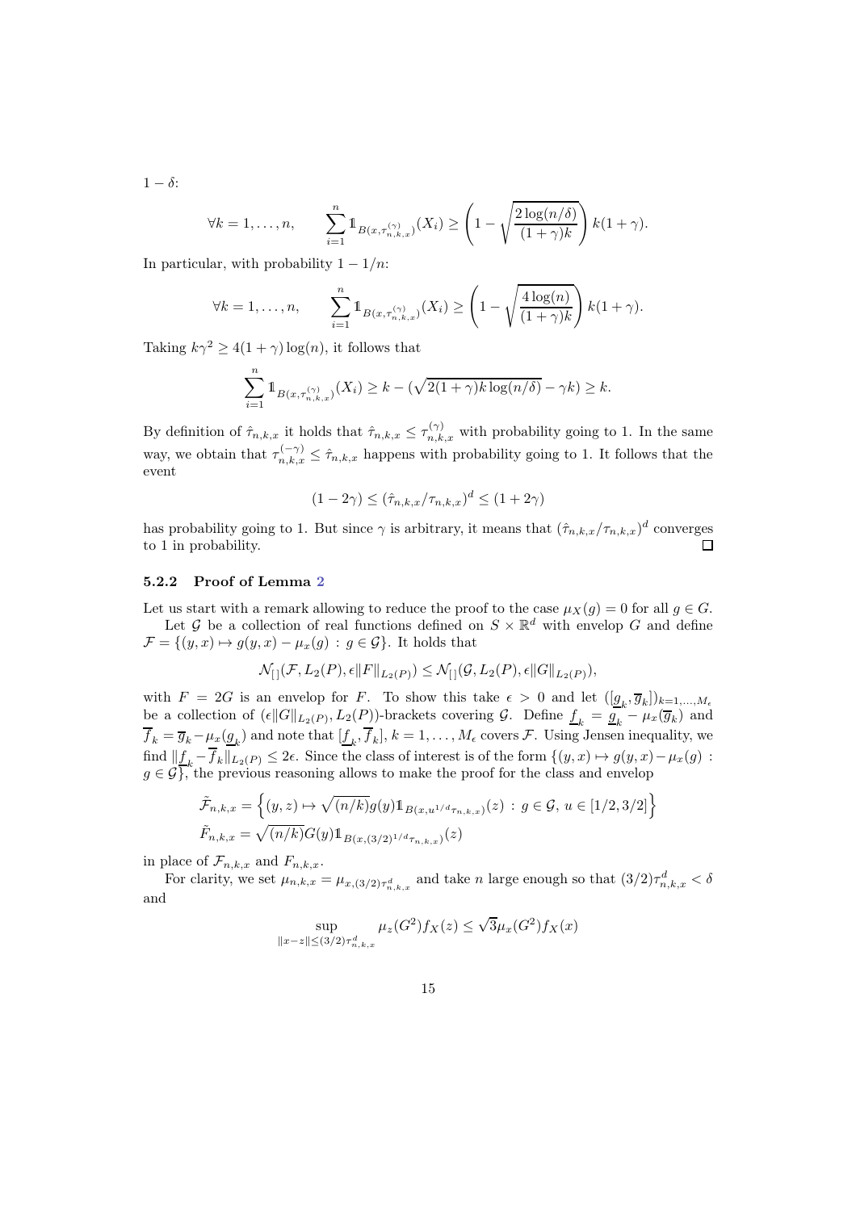$1-\delta$:

$$\forall k=1,\ldots,n, \qquad \sum_{i=1}^n \mathbb{1}_{B(x,\tau_{n,k,x}^{(\gamma)})}(X_i) \geq \left(1-\sqrt{\frac{2\log(n/\delta)}{(1+\gamma)k}}\right) k(1+\gamma).$$

In particular, with probability $1-1/n$:

$$\forall k=1,\ldots,n, \qquad \sum_{i=1}^n \mathbb{1}_{B(x,\tau_{n,k,x}^{(\gamma)})}(X_i) \geq \left(1-\sqrt{\frac{4\log(n)}{(1+\gamma)k}}\right) k(1+\gamma).$$

Taking $k\gamma^2 \geq 4(1+\gamma)\log(n)$, it follows that

$$\sum_{i=1}^n \mathbb{1}_{B(x,\tau_{n,k,x}^{(\gamma)})}(X_i) \geq k - (\sqrt{2(1+\gamma)k\log(n/\delta)} - \gamma k) \geq k.$$

By definition of $\hat{\tau}_{n,k,x}$ it holds that $\hat{\tau}_{n,k,x} \leq \tau_{n,k,x}^{(\gamma)}$ with probability going to 1. In the same way, we obtain that $\tau_{n,k,x}^{(-\gamma)} \leq \hat{\tau}_{n,k,x}$ happens with probability going to 1. It follows that the event

$$(1-2\gamma) \leq (\hat{\tau}_{n,k,x}/\tau_{n,k,x})^d \leq (1+2\gamma)$$

has probability going to 1. But since $\gamma$ is arbitrary, it means that $(\hat{\tau}_{n,k,x}/\tau_{n,k,x})^d$ converges to 1 in probability. □

### 5.2.2 Proof of Lemma 2

Let us start with a remark allowing to reduce the proof to the case $\mu_X(g) = 0$ for all $g \in G$.

Let $\mathcal{G}$ be a collection of real functions defined on $S \times \mathbb{R}^d$ with envelop $G$ and define $\mathcal{F} = \{(y,x) \mapsto g(y,x) - \mu_x(g) \,:\, g \in \mathcal{G}\}$. It holds that

$$\mathcal{N}_{[\,]}(\mathcal{F}, L_2(P), \epsilon\|F\|_{L_2(P)}) \leq \mathcal{N}_{[\,]}(\mathcal{G}, L_2(P), \epsilon\|G\|_{L_2(P)}),$$

with $F = 2G$ is an envelop for $F$. To show this take $\epsilon > 0$ and let $([\underline{g}_k, \overline{g}_k])_{k=1,\ldots,M_\epsilon}$ be a collection of $(\epsilon\|G\|_{L_2(P)}, L_2(P))$-brackets covering $\mathcal{G}$. Define $\underline{f}_k = \underline{g}_k - \mu_x(\overline{g}_k)$ and $\overline{f}_k = \overline{g}_k - \mu_x(\underline{g}_k)$ and note that $[\underline{f}_k, \overline{f}_k]$, $k=1,\ldots,M_\epsilon$ covers $\mathcal{F}$. Using Jensen inequality, we find $\|\underline{f}_k - \overline{f}_k\|_{L_2(P)} \leq 2\epsilon$. Since the class of interest is of the form $\{(y,x) \mapsto g(y,x) - \mu_x(g) \,:\, g \in \mathcal{G}\}$, the previous reasoning allows to make the proof for the class and envelop

$$\tilde{\mathcal{F}}_{n,k,x} = \left\{(y,z) \mapsto \sqrt{(n/k)}g(y)\mathbb{1}_{B(x,u^{1/d}\tau_{n,k,x})}(z) \,:\, g \in \mathcal{G},\, u \in [1/2, 3/2]\right\}$$
$$\tilde{F}_{n,k,x} = \sqrt{(n/k)}G(y)\mathbb{1}_{B(x,(3/2)^{1/d}\tau_{n,k,x})}(z)$$

in place of $\mathcal{F}_{n,k,x}$ and $F_{n,k,x}$.

For clarity, we set $\mu_{n,k,x} = \mu_{x,(3/2)\tau_{n,k,x}^d}$ and take $n$ large enough so that $(3/2)\tau_{n,k,x}^d < \delta$ and

$$\sup_{\|x-z\| \leq (3/2)\tau_{n,k,x}^d} \mu_z(G^2) f_X(z) \leq \sqrt{3}\mu_x(G^2) f_X(x)$$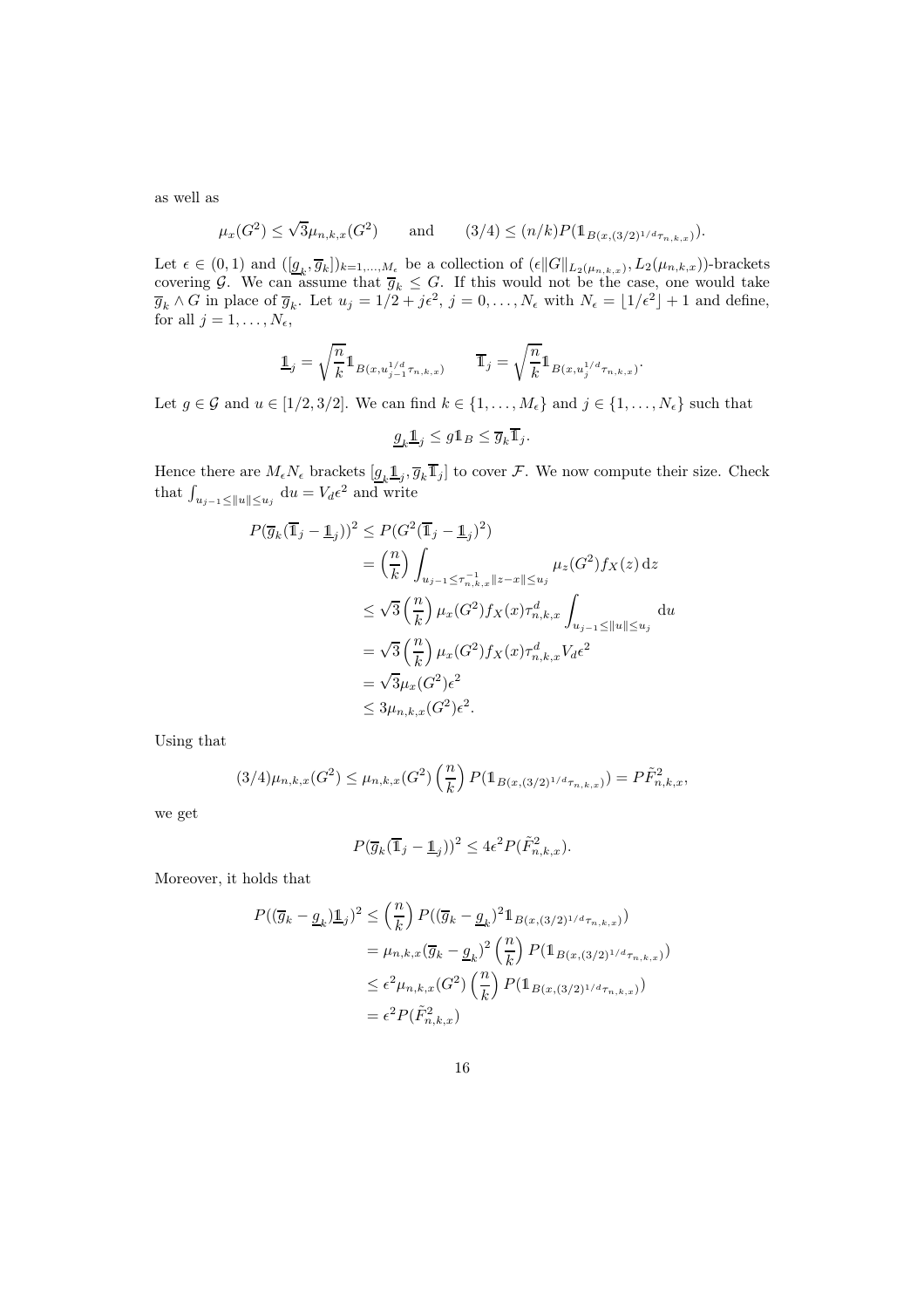as well as

$$\mu_x(G^2) \le \sqrt{3}\mu_{n,k,x}(G^2) \qquad \text{and} \qquad (3/4) \le (n/k)P(\mathbb{1}_{B(x,(3/2)^{1/d}\tau_{n,k,x})}).$$

Let $\epsilon \in (0,1)$ and $([\underline{g}_k, \overline{g}_k])_{k=1,\ldots,M_\epsilon}$ be a collection of $(\epsilon\|G\|_{L_2(\mu_{n,k,x})}, L_2(\mu_{n,k,x}))$-brackets covering $\mathcal{G}$. We can assume that $\overline{g}_k \le G$. If this would not be the case, one would take $\overline{g}_k \wedge G$ in place of $\overline{g}_k$. Let $u_j = 1/2 + j\epsilon^2$, $j = 0, \ldots, N_\epsilon$ with $N_\epsilon = \lfloor 1/\epsilon^2 \rfloor + 1$ and define, for all $j = 1, \ldots, N_\epsilon$,

$$\underline{\mathbb{1}}_j = \sqrt{\frac{n}{k}}\mathbb{1}_{B(x,u_{j-1}^{1/d}\tau_{n,k,x})} \qquad \overline{\mathbb{1}}_j = \sqrt{\frac{n}{k}}\mathbb{1}_{B(x,u_j^{1/d}\tau_{n,k,x})}.$$

Let $g \in \mathcal{G}$ and $u \in [1/2, 3/2]$. We can find $k \in \{1, \ldots, M_\epsilon\}$ and $j \in \{1, \ldots, N_\epsilon\}$ such that

$$\underline{g}_k \underline{\mathbb{1}}_j \le g\mathbb{1}_B \le \overline{g}_k \overline{\mathbb{1}}_j.$$

Hence there are $M_\epsilon N_\epsilon$ brackets $[\underline{g}_k \underline{\mathbb{1}}_j, \overline{g}_k \overline{\mathbb{1}}_j]$ to cover $\mathcal{F}$. We now compute their size. Check that $\int_{u_{j-1} \le \|u\| \le u_j} \mathrm{d}u = V_d \epsilon^2$ and write

$$\begin{aligned}
P(\overline{g}_k(\overline{\mathbb{1}}_j - \underline{\mathbb{1}}_j))^2 &\le P(G^2(\overline{\mathbb{1}}_j - \underline{\mathbb{1}}_j)^2) \\
&= \left(\frac{n}{k}\right) \int_{u_{j-1} \le \tau_{n,k,x}^{-1}\|z-x\| \le u_j} \mu_z(G^2) f_X(z)\,\mathrm{d}z \\
&\le \sqrt{3}\left(\frac{n}{k}\right) \mu_x(G^2) f_X(x) \tau_{n,k,x}^d \int_{u_{j-1} \le \|u\| \le u_j} \mathrm{d}u \\
&= \sqrt{3}\left(\frac{n}{k}\right) \mu_x(G^2) f_X(x) \tau_{n,k,x}^d V_d \epsilon^2 \\
&= \sqrt{3}\mu_x(G^2)\epsilon^2 \\
&\le 3\mu_{n,k,x}(G^2)\epsilon^2.
\end{aligned}$$

Using that

$$(3/4)\mu_{n,k,x}(G^2) \le \mu_{n,k,x}(G^2)\left(\frac{n}{k}\right) P(\mathbb{1}_{B(x,(3/2)^{1/d}\tau_{n,k,x})}) = P\tilde{F}_{n,k,x}^2,$$

we get

$$P(\overline{g}_k(\overline{\mathbb{1}}_j - \underline{\mathbb{1}}_j))^2 \le 4\epsilon^2 P(\tilde{F}_{n,k,x}^2).$$

Moreover, it holds that

$$\begin{aligned}
P((\overline{g}_k - \underline{g}_k)\underline{\mathbb{1}}_j)^2 &\le \left(\frac{n}{k}\right) P((\overline{g}_k - \underline{g}_k)^2 \mathbb{1}_{B(x,(3/2)^{1/d}\tau_{n,k,x})}) \\
&= \mu_{n,k,x}(\overline{g}_k - \underline{g}_k)^2 \left(\frac{n}{k}\right) P(\mathbb{1}_{B(x,(3/2)^{1/d}\tau_{n,k,x})}) \\
&\le \epsilon^2 \mu_{n,k,x}(G^2)\left(\frac{n}{k}\right) P(\mathbb{1}_{B(x,(3/2)^{1/d}\tau_{n,k,x})}) \\
&= \epsilon^2 P(\tilde{F}_{n,k,x}^2)
\end{aligned}$$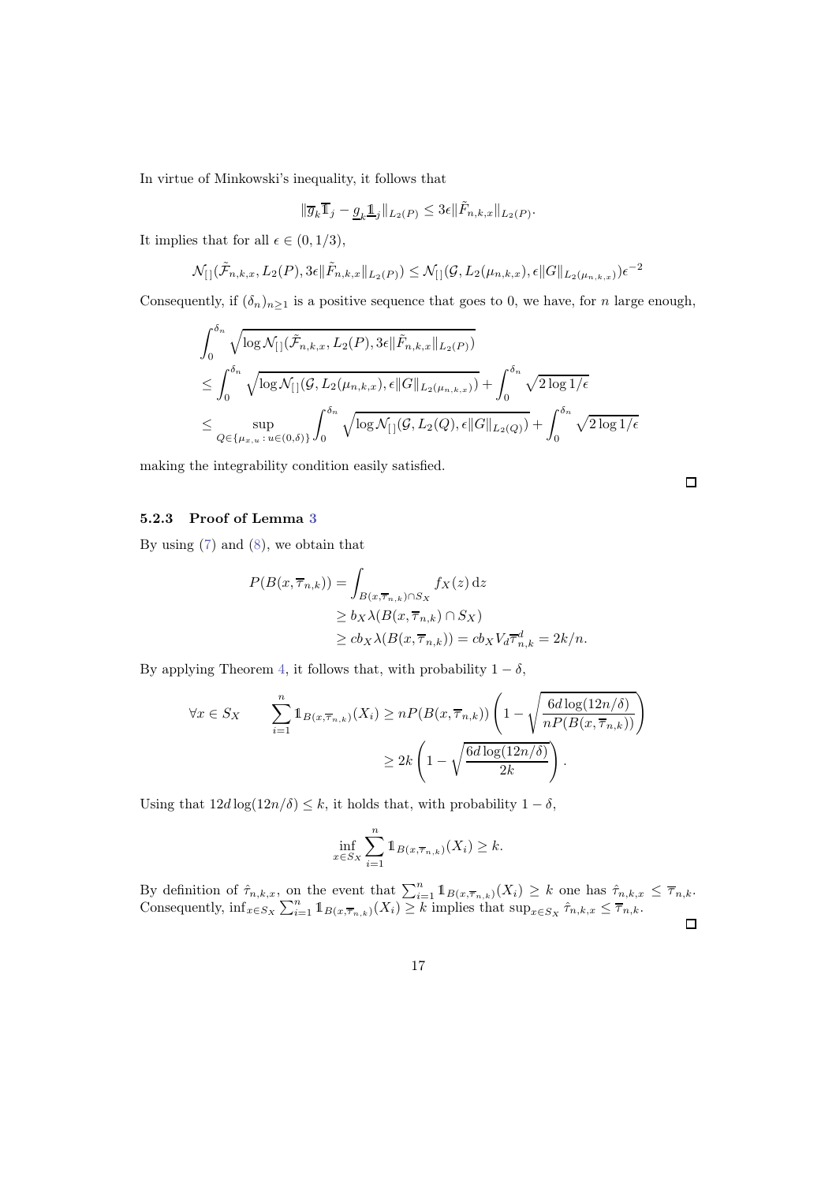In virtue of Minkowski's inequality, it follows that

$$
\|\overline{g}_k \overline{\mathbb{1}}_j - \underline{g}_k \underline{\mathbb{1}}_j\|_{L_2(P)} \leq 3\epsilon \|\tilde{F}_{n,k,x}\|_{L_2(P)}.
$$

It implies that for all $\epsilon \in (0, 1/3)$,

$$
\mathcal{N}_{[\,]}(\tilde{\mathcal{F}}_{n,k,x}, L_2(P), 3\epsilon \|\tilde{F}_{n,k,x}\|_{L_2(P)}) \leq \mathcal{N}_{[\,]}(\mathcal{G}, L_2(\mu_{n,k,x}), \epsilon \|G\|_{L_2(\mu_{n,k,x})}) \epsilon^{-2}
$$

Consequently, if $(\delta_n)_{n \geq 1}$ is a positive sequence that goes to 0, we have, for $n$ large enough,

$$
\begin{aligned}
&\int_0^{\delta_n} \sqrt{\log \mathcal{N}_{[\,]}(\tilde{\mathcal{F}}_{n,k,x}, L_2(P), 3\epsilon \|\tilde{F}_{n,k,x}\|_{L_2(P)})} \\
&\leq \int_0^{\delta_n} \sqrt{\log \mathcal{N}_{[\,]}(\mathcal{G}, L_2(\mu_{n,k,x}), \epsilon \|G\|_{L_2(\mu_{n,k,x})})} + \int_0^{\delta_n} \sqrt{2 \log 1/\epsilon} \\
&\leq \sup_{Q \in \{\mu_{x,u} \,:\, u \in (0,\delta)\}} \int_0^{\delta_n} \sqrt{\log \mathcal{N}_{[\,]}(\mathcal{G}, L_2(Q), \epsilon \|G\|_{L_2(Q)})} + \int_0^{\delta_n} \sqrt{2 \log 1/\epsilon}
\end{aligned}
$$

making the integrability condition easily satisfied.

□

### 5.2.3 Proof of Lemma 3

By using (7) and (8), we obtain that

$$
\begin{aligned}
P(B(x, \overline{\tau}_{n,k})) &= \int_{B(x, \overline{\tau}_{n,k}) \cap S_X} f_X(z)\, \mathrm{d}z \\
&\geq b_X \lambda(B(x, \overline{\tau}_{n,k}) \cap S_X) \\
&\geq c b_X \lambda(B(x, \overline{\tau}_{n,k})) = c b_X V_d \overline{\tau}_{n,k}^d = 2k/n.
\end{aligned}
$$

By applying Theorem 4, it follows that, with probability $1 - \delta$,

$$
\begin{aligned}
\forall x \in S_X \qquad \sum_{i=1}^n \mathbb{1}_{B(x, \overline{\tau}_{n,k})}(X_i) &\geq n P(B(x, \overline{\tau}_{n,k})) \left( 1 - \sqrt{\frac{6d \log(12n/\delta)}{n P(B(x, \overline{\tau}_{n,k}))}} \right) \\
&\geq 2k \left( 1 - \sqrt{\frac{6d \log(12n/\delta)}{2k}} \right).
\end{aligned}
$$

Using that $12d \log(12n/\delta) \leq k$, it holds that, with probability $1 - \delta$,

$$
\inf_{x \in S_X} \sum_{i=1}^n \mathbb{1}_{B(x, \overline{\tau}_{n,k})}(X_i) \geq k.
$$

By definition of $\hat{\tau}_{n,k,x}$, on the event that $\sum_{i=1}^n \mathbb{1}_{B(x, \overline{\tau}_{n,k})}(X_i) \geq k$ one has $\hat{\tau}_{n,k,x} \leq \overline{\tau}_{n,k}$. Consequently, $\inf_{x \in S_X} \sum_{i=1}^n \mathbb{1}_{B(x, \overline{\tau}_{n,k})}(X_i) \geq k$ implies that $\sup_{x \in S_X} \hat{\tau}_{n,k,x} \leq \overline{\tau}_{n,k}$.

□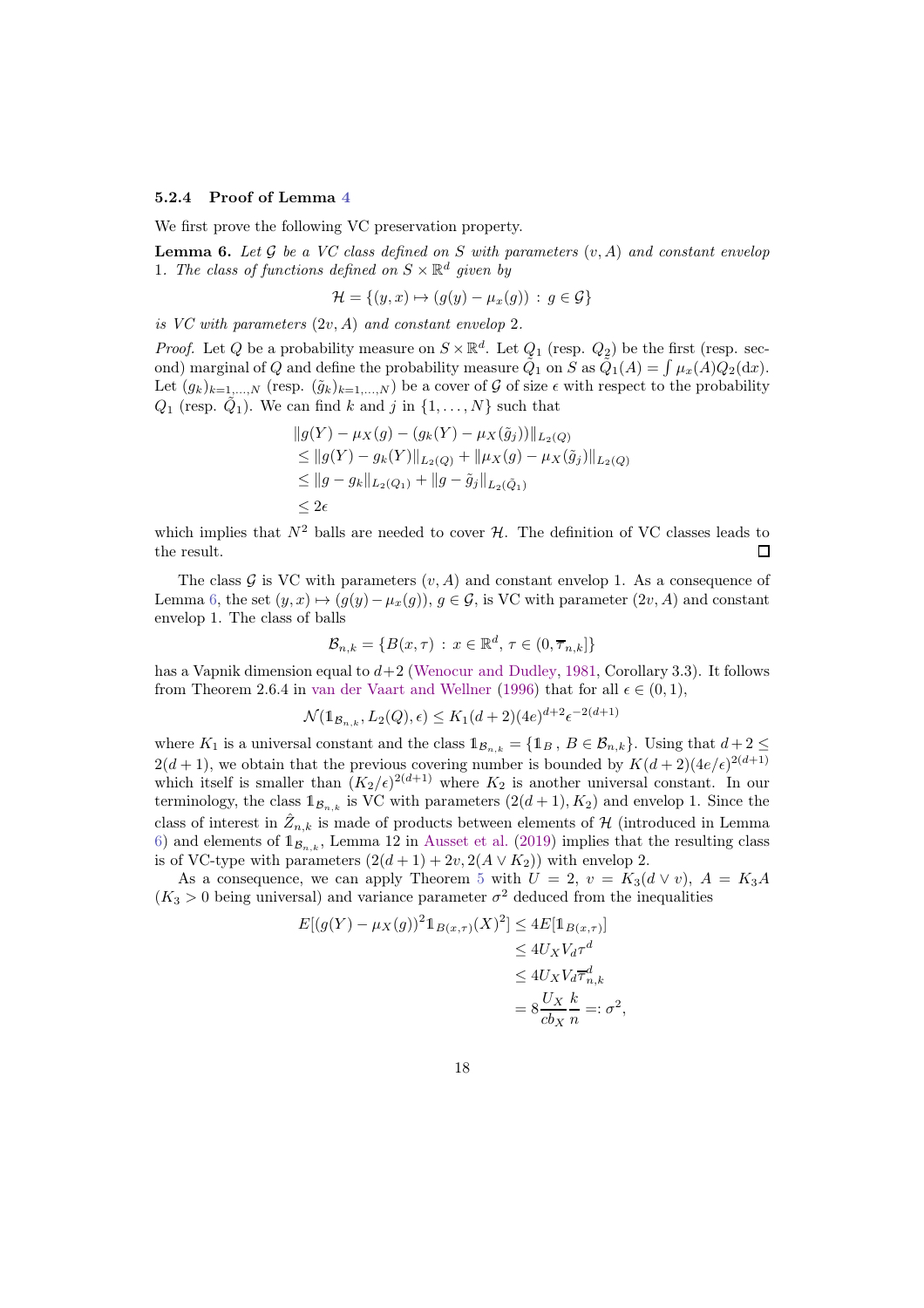### 5.2.4 Proof of Lemma 4

We first prove the following VC preservation property.

**Lemma 6.** *Let $\mathcal{G}$ be a VC class defined on $S$ with parameters $(v, A)$ and constant envelop 1. The class of functions defined on $S \times \mathbb{R}^d$ given by*

$$\mathcal{H} = \{(y, x) \mapsto (g(y) - \mu_x(g)) \,:\, g \in \mathcal{G}\}$$

*is VC with parameters $(2v, A)$ and constant envelop 2.*

*Proof.* Let $Q$ be a probability measure on $S \times \mathbb{R}^d$. Let $Q_1$ (resp. $Q_2$) be the first (resp. second) marginal of $Q$ and define the probability measure $\tilde{Q}_1$ on $S$ as $\tilde{Q}_1(A) = \int \mu_x(A) Q_2(dx)$. Let $(g_k)_{k=1,\dots,N}$ (resp. $(\tilde{g}_k)_{k=1,\dots,N}$) be a cover of $\mathcal{G}$ of size $\epsilon$ with respect to the probability $Q_1$ (resp. $\tilde{Q}_1$). We can find $k$ and $j$ in $\{1, \dots, N\}$ such that

$$\begin{aligned}
&\|g(Y) - \mu_X(g) - (g_k(Y) - \mu_X(\tilde{g}_j))\|_{L_2(Q)} \\
&\leq \|g(Y) - g_k(Y)\|_{L_2(Q)} + \|\mu_X(g) - \mu_X(\tilde{g}_j)\|_{L_2(Q)} \\
&\leq \|g - g_k\|_{L_2(Q_1)} + \|g - \tilde{g}_j\|_{L_2(\tilde{Q}_1)} \\
&\leq 2\epsilon
\end{aligned}$$

which implies that $N^2$ balls are needed to cover $\mathcal{H}$. The definition of VC classes leads to the result. □

The class $\mathcal{G}$ is VC with parameters $(v, A)$ and constant envelop 1. As a consequence of Lemma 6, the set $(y, x) \mapsto (g(y) - \mu_x(g))$, $g \in \mathcal{G}$, is VC with parameter $(2v, A)$ and constant envelop 1. The class of balls

$$\mathcal{B}_{n,k} = \{B(x, \tau) \,:\, x \in \mathbb{R}^d,\, \tau \in (0, \overline{\tau}_{n,k}]\}$$

has a Vapnik dimension equal to $d+2$ (Wenocur and Dudley, 1981, Corollary 3.3). It follows from Theorem 2.6.4 in van der Vaart and Wellner (1996) that for all $\epsilon \in (0, 1)$,

$$\mathcal{N}(\mathbb{1}_{\mathcal{B}_{n,k}}, L_2(Q), \epsilon) \leq K_1(d+2)(4e)^{d+2}\epsilon^{-2(d+1)}$$

where $K_1$ is a universal constant and the class $\mathbb{1}_{\mathcal{B}_{n,k}} = \{\mathbb{1}_B \,,\, B \in \mathcal{B}_{n,k}\}$. Using that $d+2 \leq 2(d+1)$, we obtain that the previous covering number is bounded by $K(d+2)(4e/\epsilon)^{2(d+1)}$ which itself is smaller than $(K_2/\epsilon)^{2(d+1)}$ where $K_2$ is another universal constant. In our terminology, the class $\mathbb{1}_{\mathcal{B}_{n,k}}$ is VC with parameters $(2(d+1), K_2)$ and envelop 1. Since the class of interest in $\hat{Z}_{n,k}$ is made of products between elements of $\mathcal{H}$ (introduced in Lemma 6) and elements of $\mathbb{1}_{\mathcal{B}_{n,k}}$, Lemma 12 in Ausset et al. (2019) implies that the resulting class is of VC-type with parameters $(2(d+1) + 2v, 2(A \vee K_2))$ with envelop 2.

As a consequence, we can apply Theorem 5 with $U = 2$, $v = K_3(d \vee v)$, $A = K_3 A$ ($K_3 > 0$ being universal) and variance parameter $\sigma^2$ deduced from the inequalities

$$\begin{aligned}
E[(g(Y) - \mu_X(g))^2 \mathbb{1}_{B(x,\tau)}(X)^2] &\leq 4E[\mathbb{1}_{B(x,\tau)}] \\
&\leq 4U_X V_d \tau^d \\
&\leq 4U_X V_d \overline{\tau}_{n,k}^d \\
&= 8\frac{U_X}{cb_X}\frac{k}{n} =: \sigma^2,
\end{aligned}$$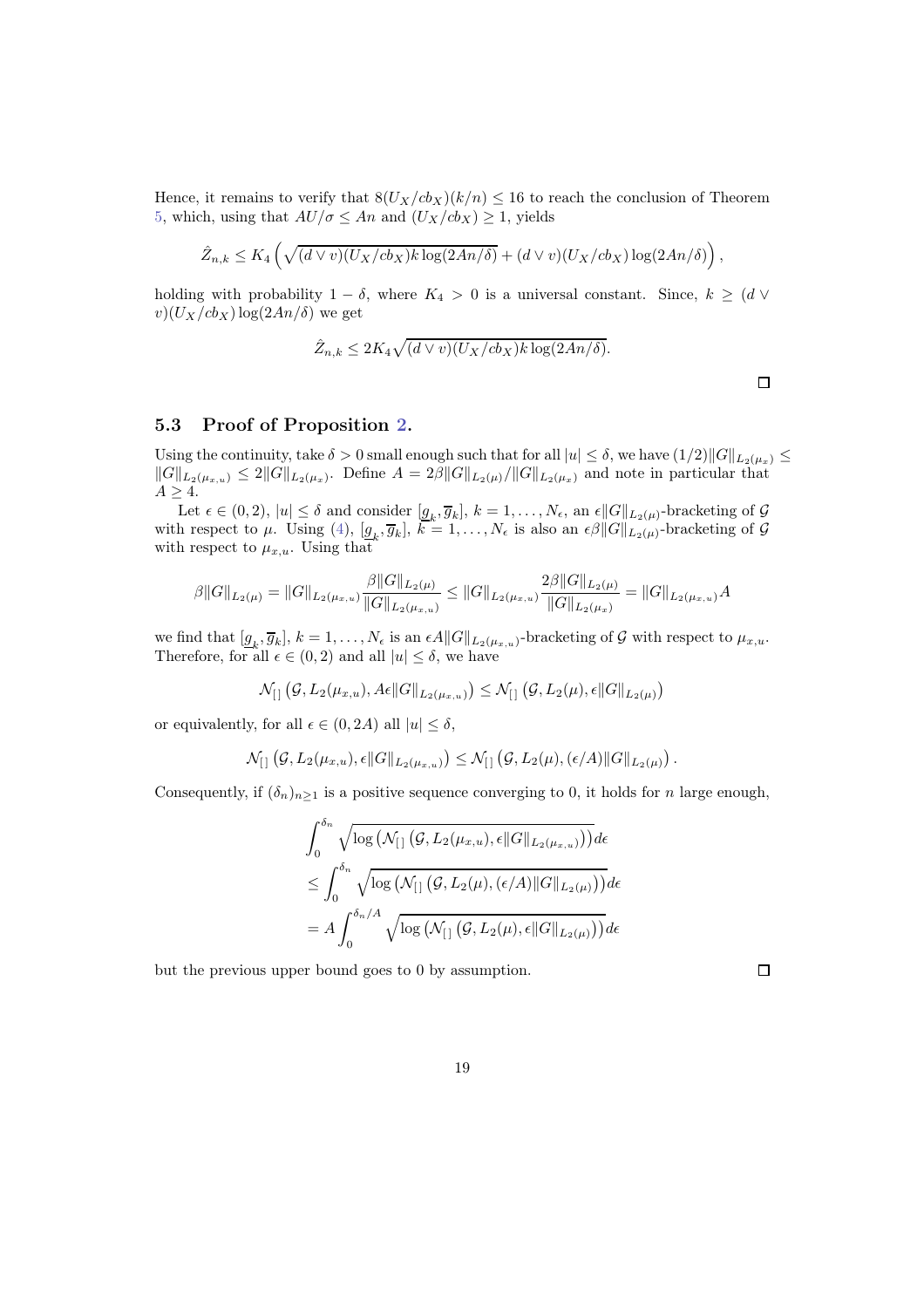Hence, it remains to verify that $8(U_X/cb_X)(k/n) \leq 16$ to reach the conclusion of Theorem 5, which, using that $AU/\sigma \leq An$ and $(U_X/cb_X) \geq 1$, yields

$$\hat{Z}_{n,k} \leq K_4 \left( \sqrt{(d \vee v)(U_X/cb_X)k \log(2An/\delta)} + (d \vee v)(U_X/cb_X) \log(2An/\delta) \right),$$

holding with probability $1 - \delta$, where $K_4 > 0$ is a universal constant. Since, $k \geq (d \vee v)(U_X/cb_X) \log(2An/\delta)$ we get

$$\hat{Z}_{n,k} \leq 2K_4 \sqrt{(d \vee v)(U_X/cb_X)k \log(2An/\delta)}.$$

□

### 5.3 Proof of Proposition 2.

Using the continuity, take $\delta > 0$ small enough such that for all $|u| \leq \delta$, we have $(1/2)\|G\|_{L_2(\mu_x)} \leq \|G\|_{L_2(\mu_{x,u})} \leq 2\|G\|_{L_2(\mu_x)}$. Define $A = 2\beta\|G\|_{L_2(\mu)}/\|G\|_{L_2(\mu_x)}$ and note in particular that $A \geq 4$.

Let $\epsilon \in (0, 2)$, $|u| \leq \delta$ and consider $[\underline{g}_k, \overline{g}_k]$, $k = 1, \ldots, N_\epsilon$, an $\epsilon\|G\|_{L_2(\mu)}$-bracketing of $\mathcal{G}$ with respect to $\mu$. Using (4), $[\underline{g}_k, \overline{g}_k]$, $k = 1, \ldots, N_\epsilon$ is also an $\epsilon\beta\|G\|_{L_2(\mu)}$-bracketing of $\mathcal{G}$ with respect to $\mu_{x,u}$. Using that

$$\beta\|G\|_{L_2(\mu)} = \|G\|_{L_2(\mu_{x,u})} \frac{\beta\|G\|_{L_2(\mu)}}{\|G\|_{L_2(\mu_{x,u})}} \leq \|G\|_{L_2(\mu_{x,u})} \frac{2\beta\|G\|_{L_2(\mu)}}{\|G\|_{L_2(\mu_x)}} = \|G\|_{L_2(\mu_{x,u})} A$$

we find that $[\underline{g}_k, \overline{g}_k]$, $k = 1, \ldots, N_\epsilon$ is an $\epsilon A\|G\|_{L_2(\mu_{x,u})}$-bracketing of $\mathcal{G}$ with respect to $\mu_{x,u}$. Therefore, for all $\epsilon \in (0, 2)$ and all $|u| \leq \delta$, we have

$$\mathcal{N}_{[\,]}\left(\mathcal{G}, L_2(\mu_{x,u}), A\epsilon\|G\|_{L_2(\mu_{x,u})}\right) \leq \mathcal{N}_{[\,]}\left(\mathcal{G}, L_2(\mu), \epsilon\|G\|_{L_2(\mu)}\right)$$

or equivalently, for all $\epsilon \in (0, 2A)$ all $|u| \leq \delta$,

$$\mathcal{N}_{[\,]}\left(\mathcal{G}, L_2(\mu_{x,u}), \epsilon\|G\|_{L_2(\mu_{x,u})}\right) \leq \mathcal{N}_{[\,]}\left(\mathcal{G}, L_2(\mu), (\epsilon/A)\|G\|_{L_2(\mu)}\right).$$

Consequently, if $(\delta_n)_{n\geq 1}$ is a positive sequence converging to 0, it holds for $n$ large enough,

$$\begin{aligned}
&\int_0^{\delta_n} \sqrt{\log\left(\mathcal{N}_{[\,]}\left(\mathcal{G}, L_2(\mu_{x,u}), \epsilon\|G\|_{L_2(\mu_{x,u})}\right)\right)} d\epsilon \\
&\leq \int_0^{\delta_n} \sqrt{\log\left(\mathcal{N}_{[\,]}\left(\mathcal{G}, L_2(\mu), (\epsilon/A)\|G\|_{L_2(\mu)}\right)\right)} d\epsilon \\
&= A \int_0^{\delta_n/A} \sqrt{\log\left(\mathcal{N}_{[\,]}\left(\mathcal{G}, L_2(\mu), \epsilon\|G\|_{L_2(\mu)}\right)\right)} d\epsilon
\end{aligned}$$

but the previous upper bound goes to 0 by assumption.

□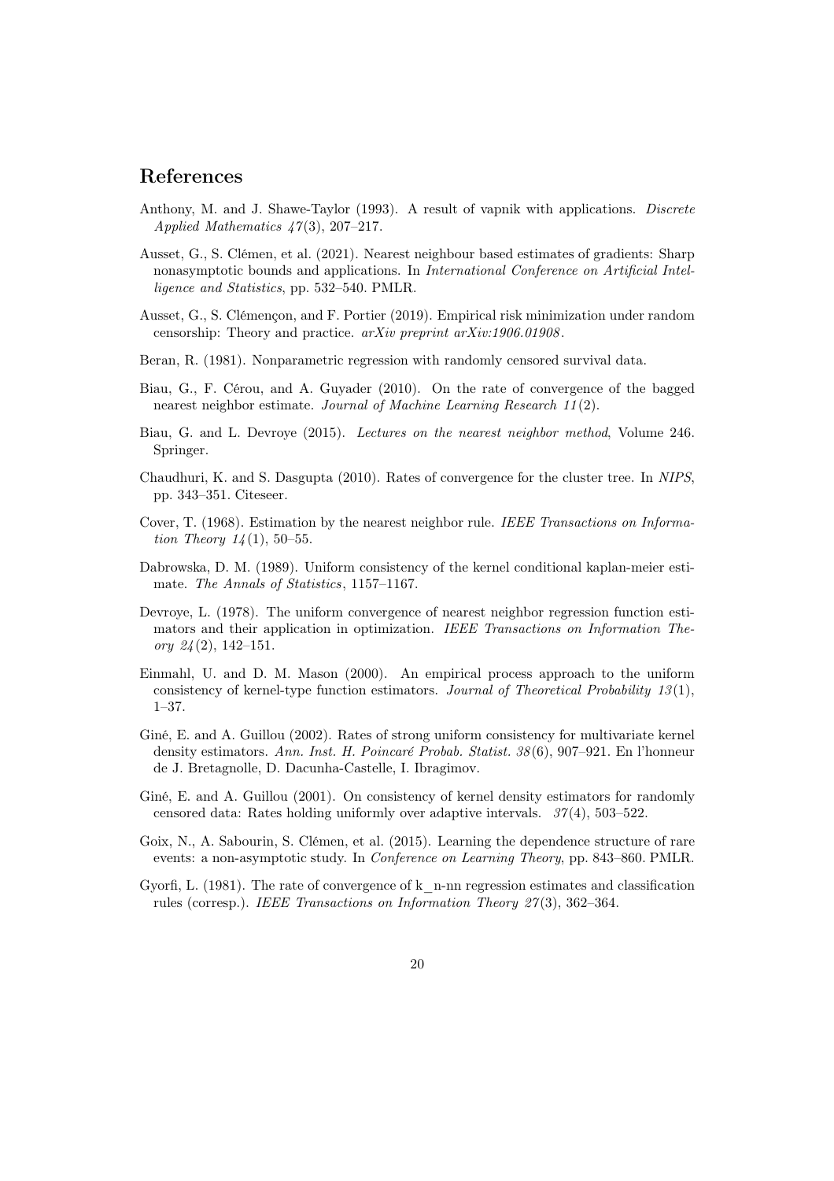# References

Anthony, M. and J. Shawe-Taylor (1993). A result of vapnik with applications. *Discrete Applied Mathematics 47*(3), 207–217.

Ausset, G., S. Clémen, et al. (2021). Nearest neighbour based estimates of gradients: Sharp nonasymptotic bounds and applications. In *International Conference on Artificial Intelligence and Statistics*, pp. 532–540. PMLR.

Ausset, G., S. Clémençon, and F. Portier (2019). Empirical risk minimization under random censorship: Theory and practice. *arXiv preprint arXiv:1906.01908*.

Beran, R. (1981). Nonparametric regression with randomly censored survival data.

Biau, G., F. Cérou, and A. Guyader (2010). On the rate of convergence of the bagged nearest neighbor estimate. *Journal of Machine Learning Research 11*(2).

Biau, G. and L. Devroye (2015). *Lectures on the nearest neighbor method*, Volume 246. Springer.

Chaudhuri, K. and S. Dasgupta (2010). Rates of convergence for the cluster tree. In *NIPS*, pp. 343–351. Citeseer.

Cover, T. (1968). Estimation by the nearest neighbor rule. *IEEE Transactions on Information Theory 14*(1), 50–55.

Dabrowska, D. M. (1989). Uniform consistency of the kernel conditional kaplan-meier estimate. *The Annals of Statistics*, 1157–1167.

Devroye, L. (1978). The uniform convergence of nearest neighbor regression function estimators and their application in optimization. *IEEE Transactions on Information Theory 24*(2), 142–151.

Einmahl, U. and D. M. Mason (2000). An empirical process approach to the uniform consistency of kernel-type function estimators. *Journal of Theoretical Probability 13*(1), 1–37.

Giné, E. and A. Guillou (2002). Rates of strong uniform consistency for multivariate kernel density estimators. *Ann. Inst. H. Poincaré Probab. Statist. 38*(6), 907–921. En l'honneur de J. Bretagnolle, D. Dacunha-Castelle, I. Ibragimov.

Giné, E. and A. Guillou (2001). On consistency of kernel density estimators for randomly censored data: Rates holding uniformly over adaptive intervals. *37*(4), 503–522.

Goix, N., A. Sabourin, S. Clémen, et al. (2015). Learning the dependence structure of rare events: a non-asymptotic study. In *Conference on Learning Theory*, pp. 843–860. PMLR.

Gyorfi, L. (1981). The rate of convergence of k_n-nn regression estimates and classification rules (corresp.). *IEEE Transactions on Information Theory 27*(3), 362–364.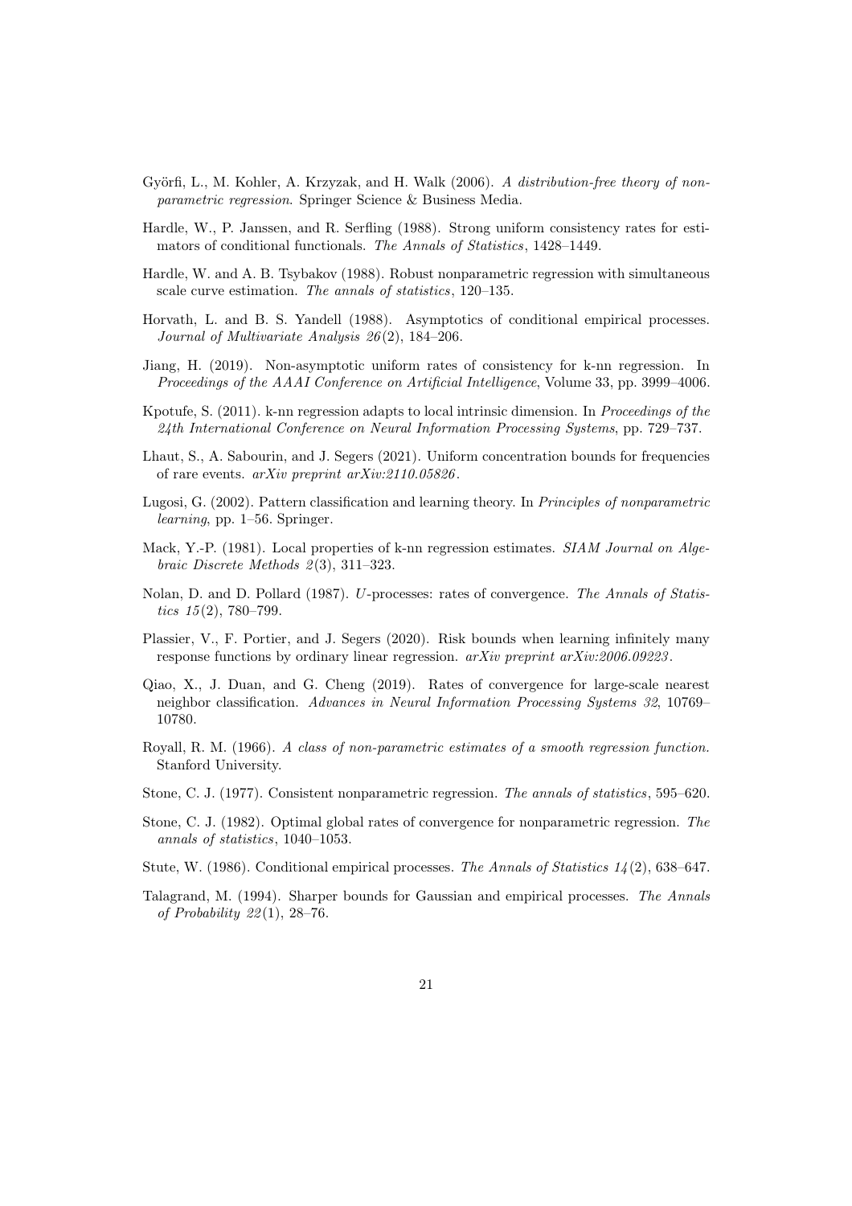Györfi, L., M. Kohler, A. Krzyzak, and H. Walk (2006). *A distribution-free theory of nonparametric regression*. Springer Science & Business Media.

Hardle, W., P. Janssen, and R. Serfling (1988). Strong uniform consistency rates for estimators of conditional functionals. *The Annals of Statistics*, 1428–1449.

Hardle, W. and A. B. Tsybakov (1988). Robust nonparametric regression with simultaneous scale curve estimation. *The annals of statistics*, 120–135.

Horvath, L. and B. S. Yandell (1988). Asymptotics of conditional empirical processes. *Journal of Multivariate Analysis 26*(2), 184–206.

Jiang, H. (2019). Non-asymptotic uniform rates of consistency for k-nn regression. In *Proceedings of the AAAI Conference on Artificial Intelligence*, Volume 33, pp. 3999–4006.

Kpotufe, S. (2011). k-nn regression adapts to local intrinsic dimension. In *Proceedings of the 24th International Conference on Neural Information Processing Systems*, pp. 729–737.

Lhaut, S., A. Sabourin, and J. Segers (2021). Uniform concentration bounds for frequencies of rare events. *arXiv preprint arXiv:2110.05826*.

Lugosi, G. (2002). Pattern classification and learning theory. In *Principles of nonparametric learning*, pp. 1–56. Springer.

Mack, Y.-P. (1981). Local properties of k-nn regression estimates. *SIAM Journal on Algebraic Discrete Methods 2*(3), 311–323.

Nolan, D. and D. Pollard (1987). *U*-processes: rates of convergence. *The Annals of Statistics 15*(2), 780–799.

Plassier, V., F. Portier, and J. Segers (2020). Risk bounds when learning infinitely many response functions by ordinary linear regression. *arXiv preprint arXiv:2006.09223*.

Qiao, X., J. Duan, and G. Cheng (2019). Rates of convergence for large-scale nearest neighbor classification. *Advances in Neural Information Processing Systems 32*, 10769–10780.

Royall, R. M. (1966). *A class of non-parametric estimates of a smooth regression function*. Stanford University.

Stone, C. J. (1977). Consistent nonparametric regression. *The annals of statistics*, 595–620.

Stone, C. J. (1982). Optimal global rates of convergence for nonparametric regression. *The annals of statistics*, 1040–1053.

Stute, W. (1986). Conditional empirical processes. *The Annals of Statistics 14*(2), 638–647.

Talagrand, M. (1994). Sharper bounds for Gaussian and empirical processes. *The Annals of Probability 22*(1), 28–76.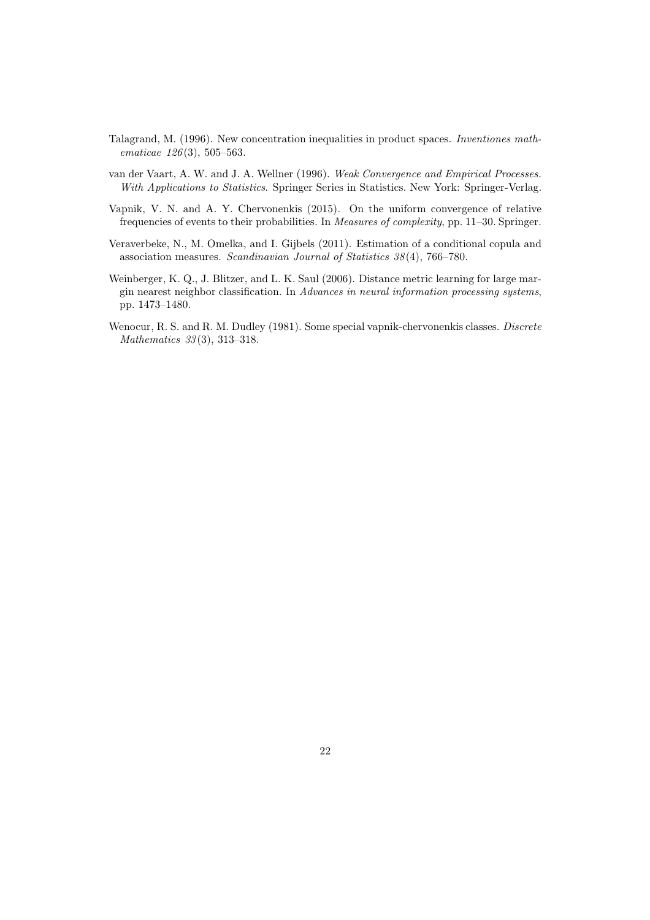Talagrand, M. (1996). New concentration inequalities in product spaces. *Inventiones mathematicae 126*(3), 505–563.

van der Vaart, A. W. and J. A. Wellner (1996). *Weak Convergence and Empirical Processes. With Applications to Statistics*. Springer Series in Statistics. New York: Springer-Verlag.

Vapnik, V. N. and A. Y. Chervonenkis (2015). On the uniform convergence of relative frequencies of events to their probabilities. In *Measures of complexity*, pp. 11–30. Springer.

Veraverbeke, N., M. Omelka, and I. Gijbels (2011). Estimation of a conditional copula and association measures. *Scandinavian Journal of Statistics 38*(4), 766–780.

Weinberger, K. Q., J. Blitzer, and L. K. Saul (2006). Distance metric learning for large margin nearest neighbor classification. In *Advances in neural information processing systems*, pp. 1473–1480.

Wenocur, R. S. and R. M. Dudley (1981). Some special vapnik-chervonenkis classes. *Discrete Mathematics 33*(3), 313–318.